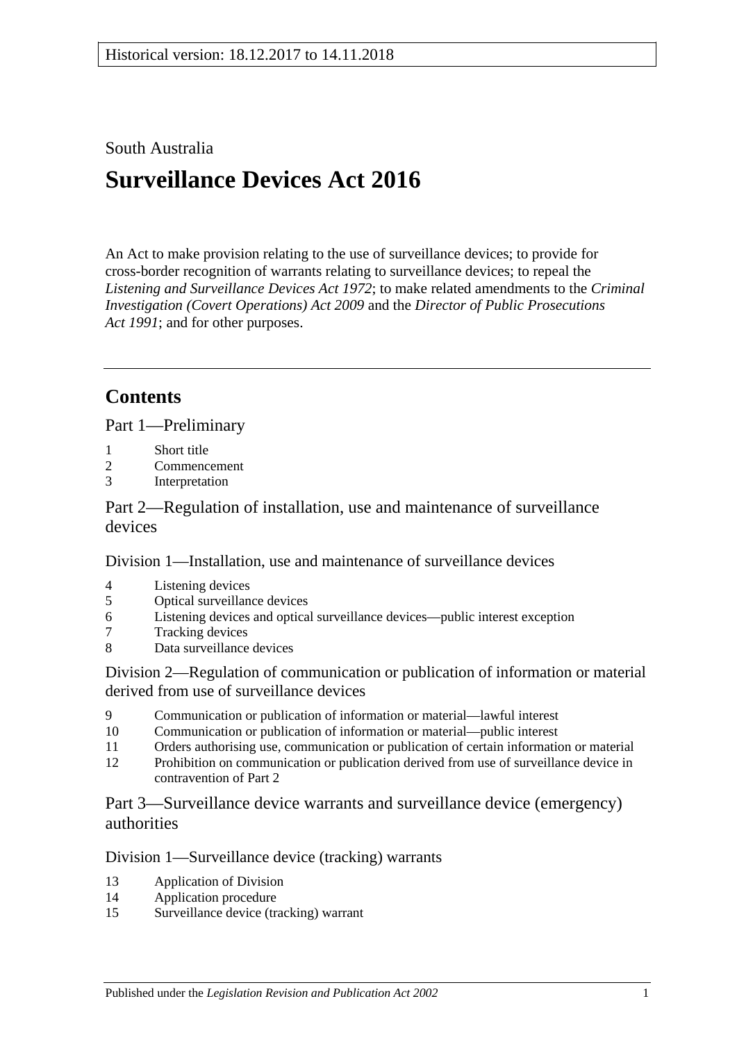Historical version: 18.12.2017 to 14.11.2018

South Australia

# Surveillance Devices Act 2016

An Act to make provision relating to the use of surveillance devices; to provide for cross-border recognition of warrants relating to surveillance devices; to repeal the *Listening and Surveillance Devices Act 1972*; to make related amendments to the *Criminal Investigation (Covert Operations) Act 2009* and the *Director of Public Prosecutions Act 1991*; and for other purposes.

## Contents

Part 1—Preliminary

1 Short title
2 Commencement
3 Interpretation

Part 2—Regulation of installation, use and maintenance of surveillance devices

Division 1—Installation, use and maintenance of surveillance devices

4 Listening devices
5 Optical surveillance devices
6 Listening devices and optical surveillance devices—public interest exception
7 Tracking devices
8 Data surveillance devices

Division 2—Regulation of communication or publication of information or material derived from use of surveillance devices

9 Communication or publication of information or material—lawful interest
10 Communication or publication of information or material—public interest
11 Orders authorising use, communication or publication of certain information or material
12 Prohibition on communication or publication derived from use of surveillance device in contravention of Part 2

Part 3—Surveillance device warrants and surveillance device (emergency) authorities

Division 1—Surveillance device (tracking) warrants

13 Application of Division
14 Application procedure
15 Surveillance device (tracking) warrant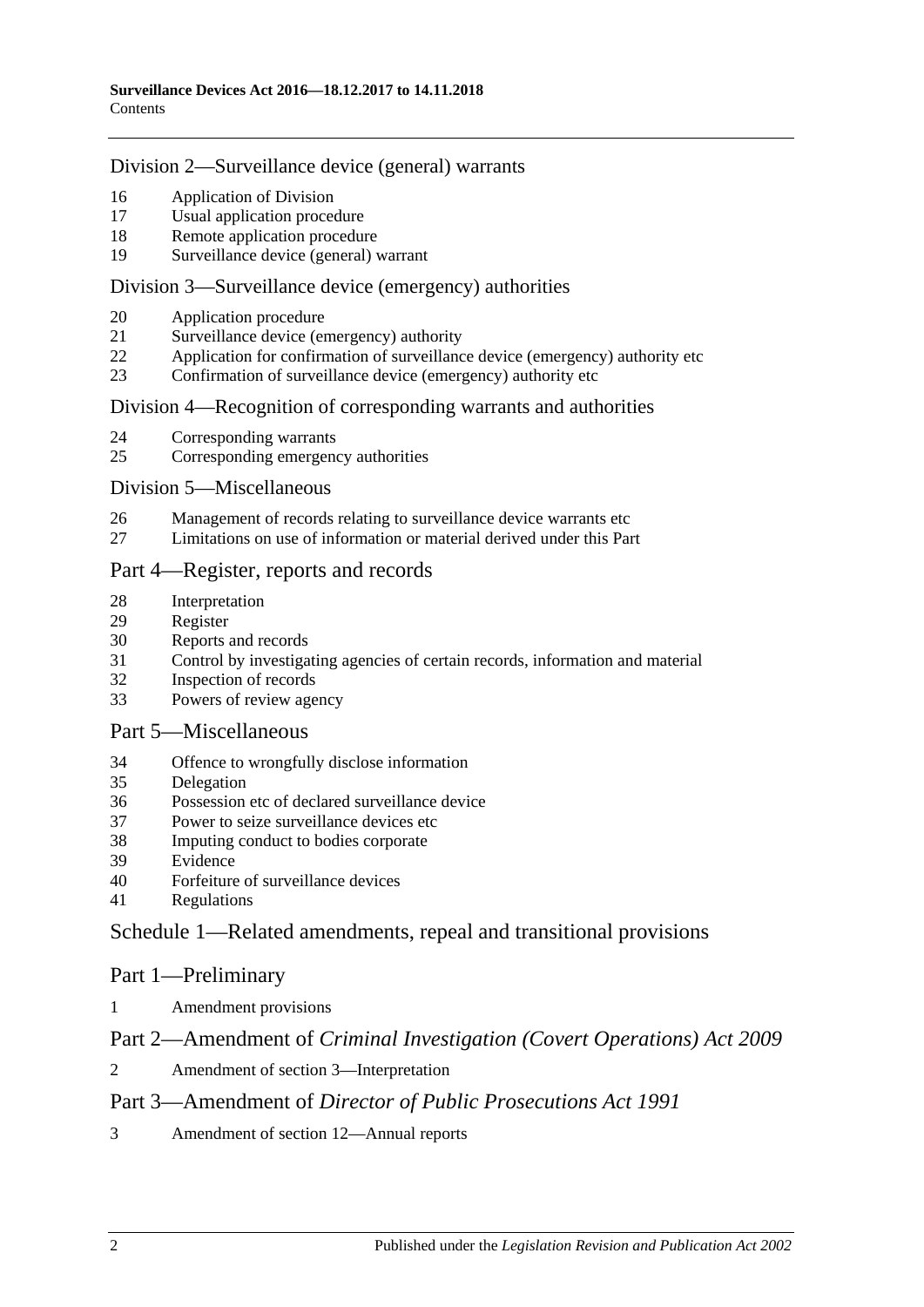## Division 2—Surveillance device (general) warrants

16 Application of Division
17 Usual application procedure
18 Remote application procedure
19 Surveillance device (general) warrant

## Division 3—Surveillance device (emergency) authorities

20 Application procedure
21 Surveillance device (emergency) authority
22 Application for confirmation of surveillance device (emergency) authority etc
23 Confirmation of surveillance device (emergency) authority etc

## Division 4—Recognition of corresponding warrants and authorities

24 Corresponding warrants
25 Corresponding emergency authorities

## Division 5—Miscellaneous

26 Management of records relating to surveillance device warrants etc
27 Limitations on use of information or material derived under this Part

## Part 4—Register, reports and records

28 Interpretation
29 Register
30 Reports and records
31 Control by investigating agencies of certain records, information and material
32 Inspection of records
33 Powers of review agency

## Part 5—Miscellaneous

34 Offence to wrongfully disclose information
35 Delegation
36 Possession etc of declared surveillance device
37 Power to seize surveillance devices etc
38 Imputing conduct to bodies corporate
39 Evidence
40 Forfeiture of surveillance devices
41 Regulations

## Schedule 1—Related amendments, repeal and transitional provisions

## Part 1—Preliminary

1 Amendment provisions

## Part 2—Amendment of *Criminal Investigation (Covert Operations) Act 2009*

2 Amendment of section 3—Interpretation

## Part 3—Amendment of *Director of Public Prosecutions Act 1991*

3 Amendment of section 12—Annual reports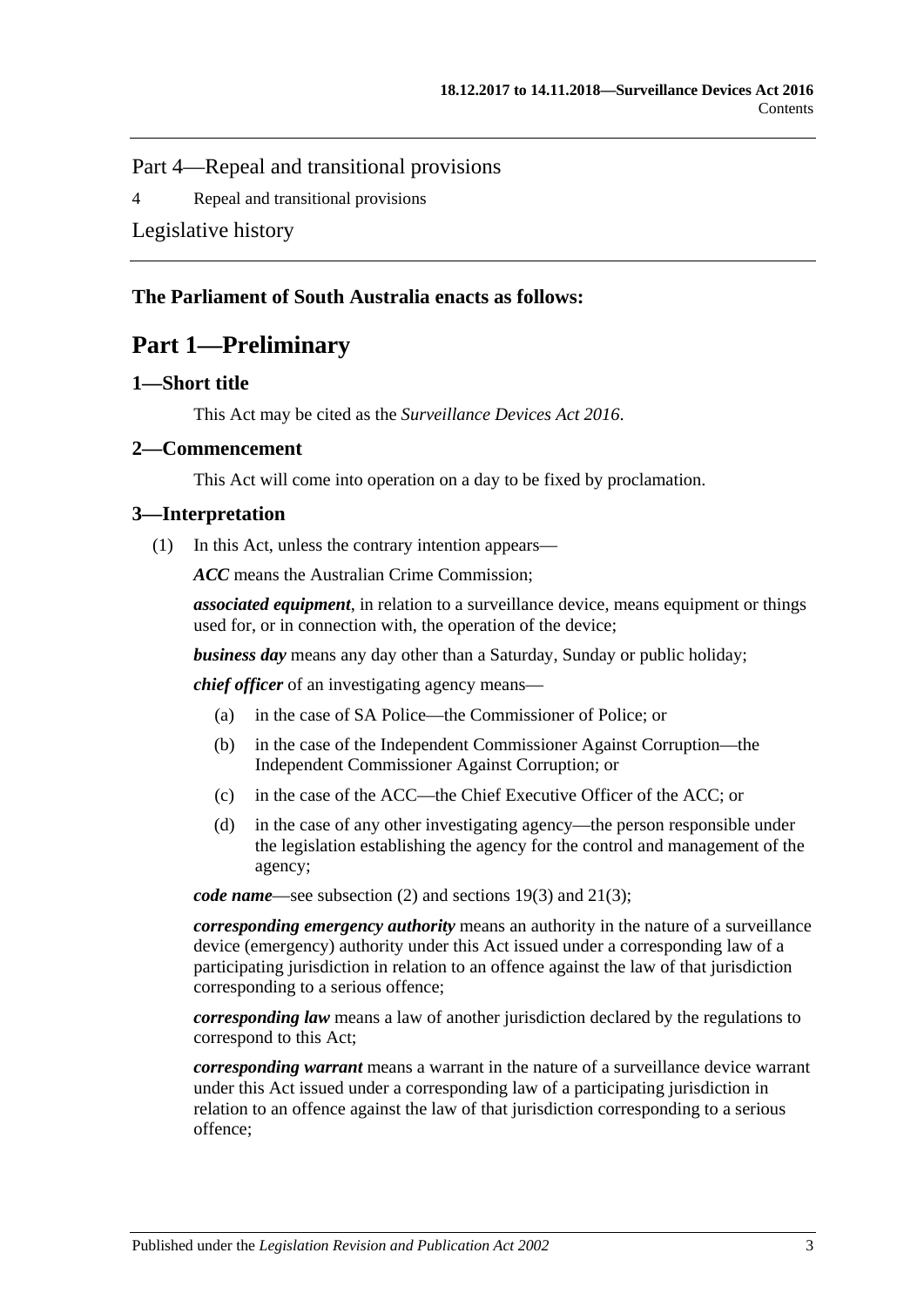Part 4—Repeal and transitional provisions

4 Repeal and transitional provisions

Legislative history

**The Parliament of South Australia enacts as follows:**

# Part 1—Preliminary

## 1—Short title

This Act may be cited as the *Surveillance Devices Act 2016*.

## 2—Commencement

This Act will come into operation on a day to be fixed by proclamation.

## 3—Interpretation

(1) In this Act, unless the contrary intention appears—

***ACC*** means the Australian Crime Commission;

***associated equipment***, in relation to a surveillance device, means equipment or things used for, or in connection with, the operation of the device;

***business day*** means any day other than a Saturday, Sunday or public holiday;

***chief officer*** of an investigating agency means—

(a) in the case of SA Police—the Commissioner of Police; or

(b) in the case of the Independent Commissioner Against Corruption—the Independent Commissioner Against Corruption; or

(c) in the case of the ACC—the Chief Executive Officer of the ACC; or

(d) in the case of any other investigating agency—the person responsible under the legislation establishing the agency for the control and management of the agency;

***code name***—see subsection (2) and sections 19(3) and 21(3);

***corresponding emergency authority*** means an authority in the nature of a surveillance device (emergency) authority under this Act issued under a corresponding law of a participating jurisdiction in relation to an offence against the law of that jurisdiction corresponding to a serious offence;

***corresponding law*** means a law of another jurisdiction declared by the regulations to correspond to this Act;

***corresponding warrant*** means a warrant in the nature of a surveillance device warrant under this Act issued under a corresponding law of a participating jurisdiction in relation to an offence against the law of that jurisdiction corresponding to a serious offence;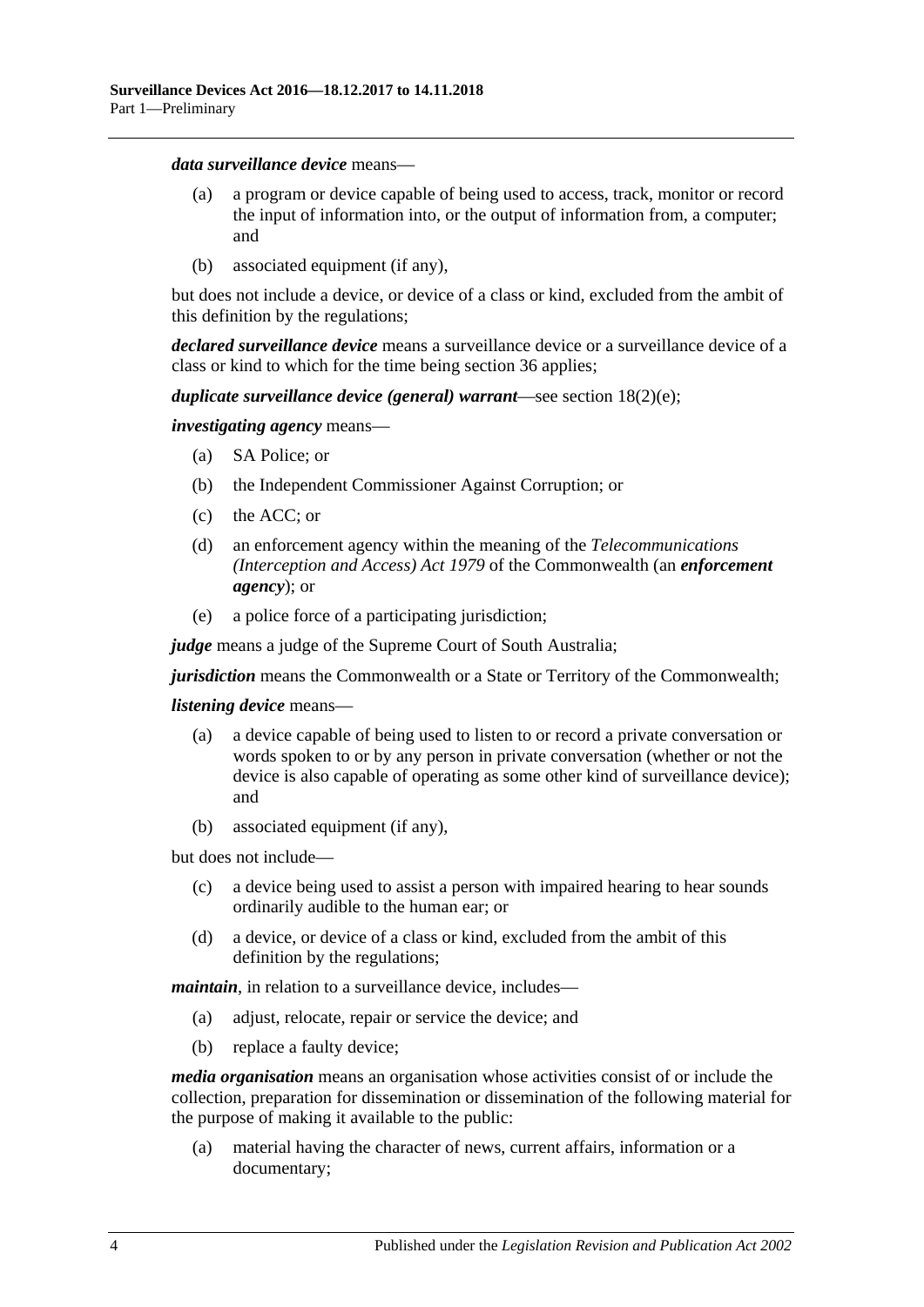***data surveillance device*** means—

(a) a program or device capable of being used to access, track, monitor or record the input of information into, or the output of information from, a computer; and

(b) associated equipment (if any),

but does not include a device, or device of a class or kind, excluded from the ambit of this definition by the regulations;

***declared surveillance device*** means a surveillance device or a surveillance device of a class or kind to which for the time being section 36 applies;

***duplicate surveillance device (general) warrant***—see section 18(2)(e);

***investigating agency*** means—

(a) SA Police; or

(b) the Independent Commissioner Against Corruption; or

(c) the ACC; or

(d) an enforcement agency within the meaning of the *Telecommunications (Interception and Access) Act 1979* of the Commonwealth (an ***enforcement agency***); or

(e) a police force of a participating jurisdiction;

***judge*** means a judge of the Supreme Court of South Australia;

***jurisdiction*** means the Commonwealth or a State or Territory of the Commonwealth;

***listening device*** means—

(a) a device capable of being used to listen to or record a private conversation or words spoken to or by any person in private conversation (whether or not the device is also capable of operating as some other kind of surveillance device); and

(b) associated equipment (if any),

but does not include—

(c) a device being used to assist a person with impaired hearing to hear sounds ordinarily audible to the human ear; or

(d) a device, or device of a class or kind, excluded from the ambit of this definition by the regulations;

***maintain***, in relation to a surveillance device, includes—

(a) adjust, relocate, repair or service the device; and

(b) replace a faulty device;

***media organisation*** means an organisation whose activities consist of or include the collection, preparation for dissemination or dissemination of the following material for the purpose of making it available to the public:

(a) material having the character of news, current affairs, information or a documentary;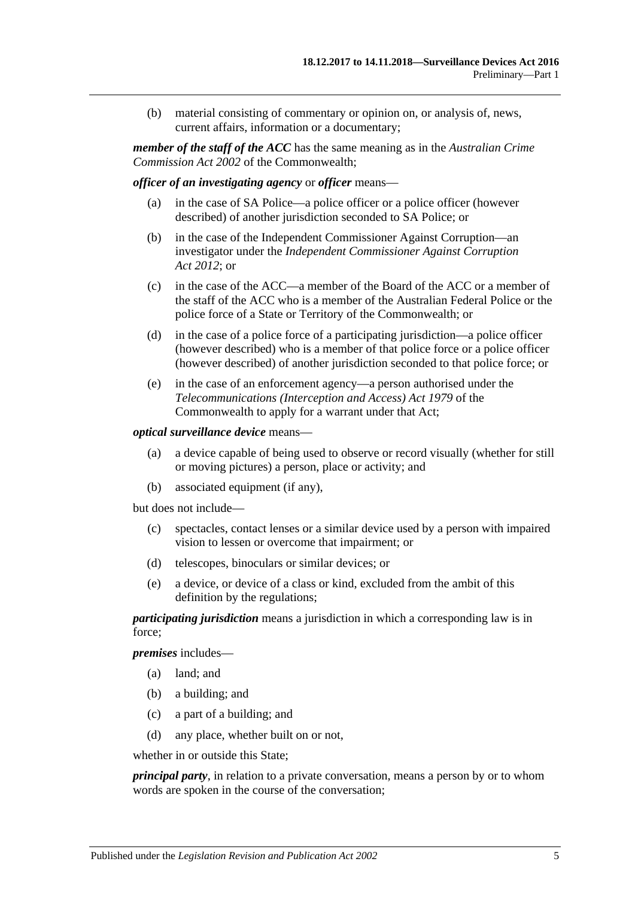(b) material consisting of commentary or opinion on, or analysis of, news, current affairs, information or a documentary;

***member of the staff of the ACC*** has the same meaning as in the *Australian Crime Commission Act 2002* of the Commonwealth;

***officer of an investigating agency*** or ***officer*** means—

(a) in the case of SA Police—a police officer or a police officer (however described) of another jurisdiction seconded to SA Police; or

(b) in the case of the Independent Commissioner Against Corruption—an investigator under the *Independent Commissioner Against Corruption Act 2012*; or

(c) in the case of the ACC—a member of the Board of the ACC or a member of the staff of the ACC who is a member of the Australian Federal Police or the police force of a State or Territory of the Commonwealth; or

(d) in the case of a police force of a participating jurisdiction—a police officer (however described) who is a member of that police force or a police officer (however described) of another jurisdiction seconded to that police force; or

(e) in the case of an enforcement agency—a person authorised under the *Telecommunications (Interception and Access) Act 1979* of the Commonwealth to apply for a warrant under that Act;

***optical surveillance device*** means—

(a) a device capable of being used to observe or record visually (whether for still or moving pictures) a person, place or activity; and

(b) associated equipment (if any),

but does not include—

(c) spectacles, contact lenses or a similar device used by a person with impaired vision to lessen or overcome that impairment; or

(d) telescopes, binoculars or similar devices; or

(e) a device, or device of a class or kind, excluded from the ambit of this definition by the regulations;

***participating jurisdiction*** means a jurisdiction in which a corresponding law is in force;

***premises*** includes—

(a) land; and

(b) a building; and

(c) a part of a building; and

(d) any place, whether built on or not,

whether in or outside this State;

***principal party***, in relation to a private conversation, means a person by or to whom words are spoken in the course of the conversation;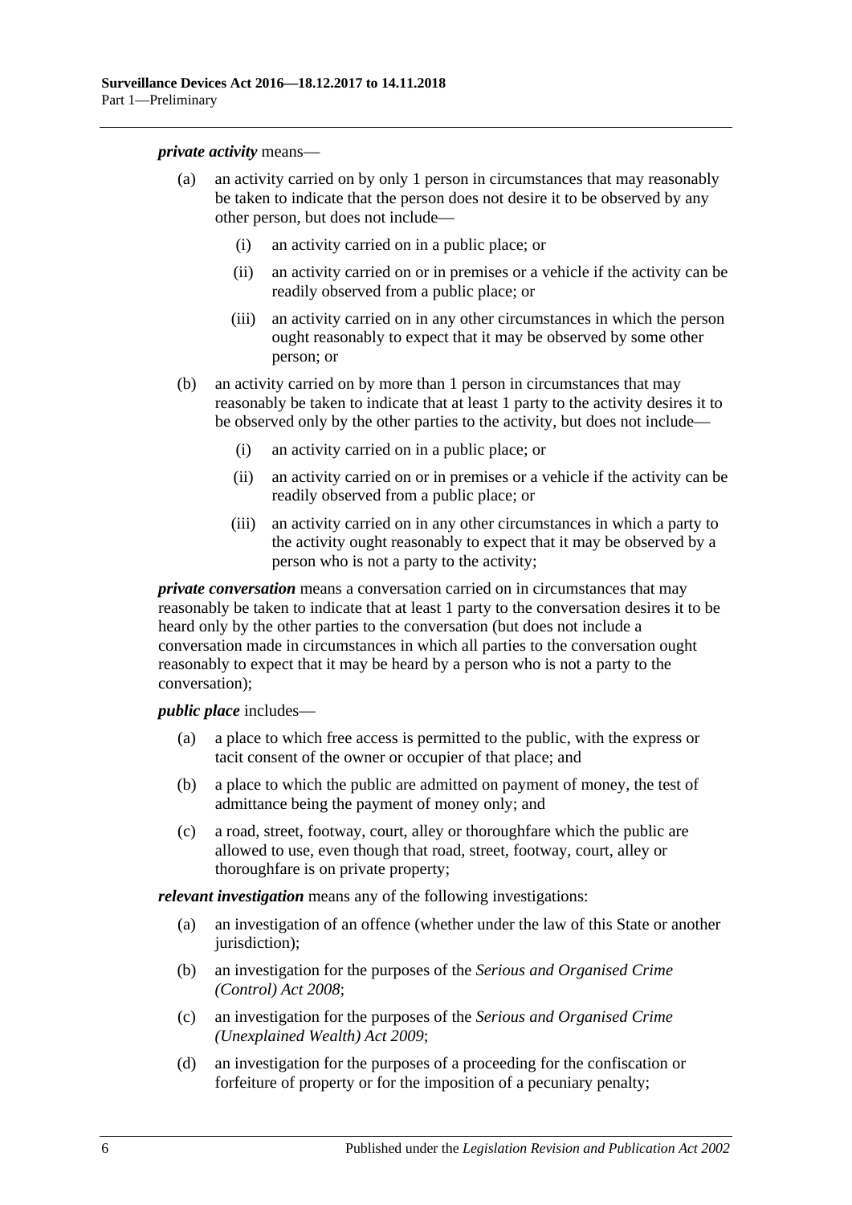***private activity*** means—

- (a) an activity carried on by only 1 person in circumstances that may reasonably be taken to indicate that the person does not desire it to be observed by any other person, but does not include—
  - (i) an activity carried on in a public place; or
  - (ii) an activity carried on or in premises or a vehicle if the activity can be readily observed from a public place; or
  - (iii) an activity carried on in any other circumstances in which the person ought reasonably to expect that it may be observed by some other person; or
- (b) an activity carried on by more than 1 person in circumstances that may reasonably be taken to indicate that at least 1 party to the activity desires it to be observed only by the other parties to the activity, but does not include—
  - (i) an activity carried on in a public place; or
  - (ii) an activity carried on or in premises or a vehicle if the activity can be readily observed from a public place; or
  - (iii) an activity carried on in any other circumstances in which a party to the activity ought reasonably to expect that it may be observed by a person who is not a party to the activity;

***private conversation*** means a conversation carried on in circumstances that may reasonably be taken to indicate that at least 1 party to the conversation desires it to be heard only by the other parties to the conversation (but does not include a conversation made in circumstances in which all parties to the conversation ought reasonably to expect that it may be heard by a person who is not a party to the conversation);

***public place*** includes—

- (a) a place to which free access is permitted to the public, with the express or tacit consent of the owner or occupier of that place; and
- (b) a place to which the public are admitted on payment of money, the test of admittance being the payment of money only; and
- (c) a road, street, footway, court, alley or thoroughfare which the public are allowed to use, even though that road, street, footway, court, alley or thoroughfare is on private property;

***relevant investigation*** means any of the following investigations:

- (a) an investigation of an offence (whether under the law of this State or another jurisdiction);
- (b) an investigation for the purposes of the *Serious and Organised Crime (Control) Act 2008*;
- (c) an investigation for the purposes of the *Serious and Organised Crime (Unexplained Wealth) Act 2009*;
- (d) an investigation for the purposes of a proceeding for the confiscation or forfeiture of property or for the imposition of a pecuniary penalty;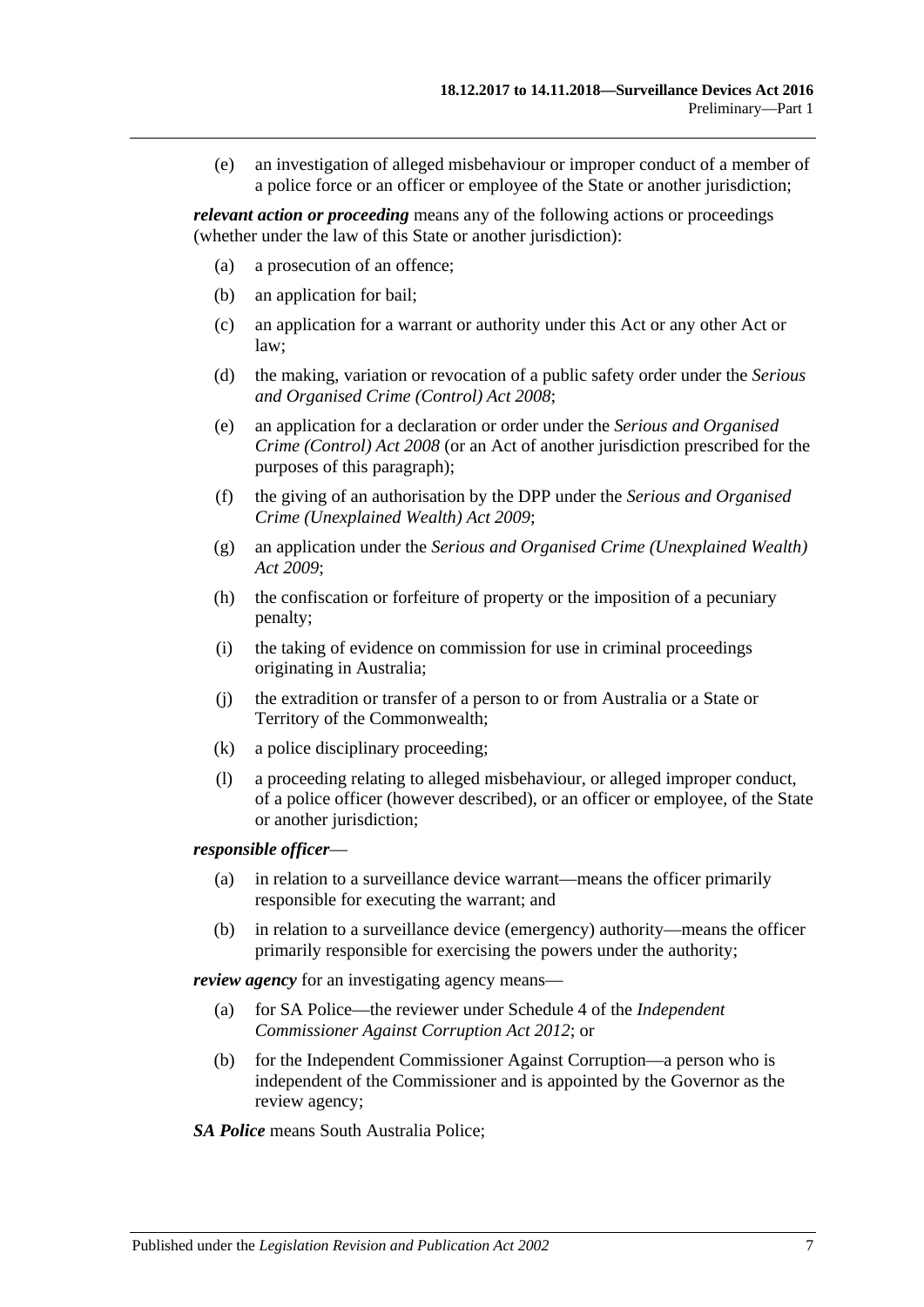(e) an investigation of alleged misbehaviour or improper conduct of a member of a police force or an officer or employee of the State or another jurisdiction;

***relevant action or proceeding*** means any of the following actions or proceedings (whether under the law of this State or another jurisdiction):

(a) a prosecution of an offence;

(b) an application for bail;

(c) an application for a warrant or authority under this Act or any other Act or law;

(d) the making, variation or revocation of a public safety order under the *Serious and Organised Crime (Control) Act 2008*;

(e) an application for a declaration or order under the *Serious and Organised Crime (Control) Act 2008* (or an Act of another jurisdiction prescribed for the purposes of this paragraph);

(f) the giving of an authorisation by the DPP under the *Serious and Organised Crime (Unexplained Wealth) Act 2009*;

(g) an application under the *Serious and Organised Crime (Unexplained Wealth) Act 2009*;

(h) the confiscation or forfeiture of property or the imposition of a pecuniary penalty;

(i) the taking of evidence on commission for use in criminal proceedings originating in Australia;

(j) the extradition or transfer of a person to or from Australia or a State or Territory of the Commonwealth;

(k) a police disciplinary proceeding;

(l) a proceeding relating to alleged misbehaviour, or alleged improper conduct, of a police officer (however described), or an officer or employee, of the State or another jurisdiction;

***responsible officer***—

(a) in relation to a surveillance device warrant—means the officer primarily responsible for executing the warrant; and

(b) in relation to a surveillance device (emergency) authority—means the officer primarily responsible for exercising the powers under the authority;

***review agency*** for an investigating agency means—

(a) for SA Police—the reviewer under Schedule 4 of the *Independent Commissioner Against Corruption Act 2012*; or

(b) for the Independent Commissioner Against Corruption—a person who is independent of the Commissioner and is appointed by the Governor as the review agency;

***SA Police*** means South Australia Police;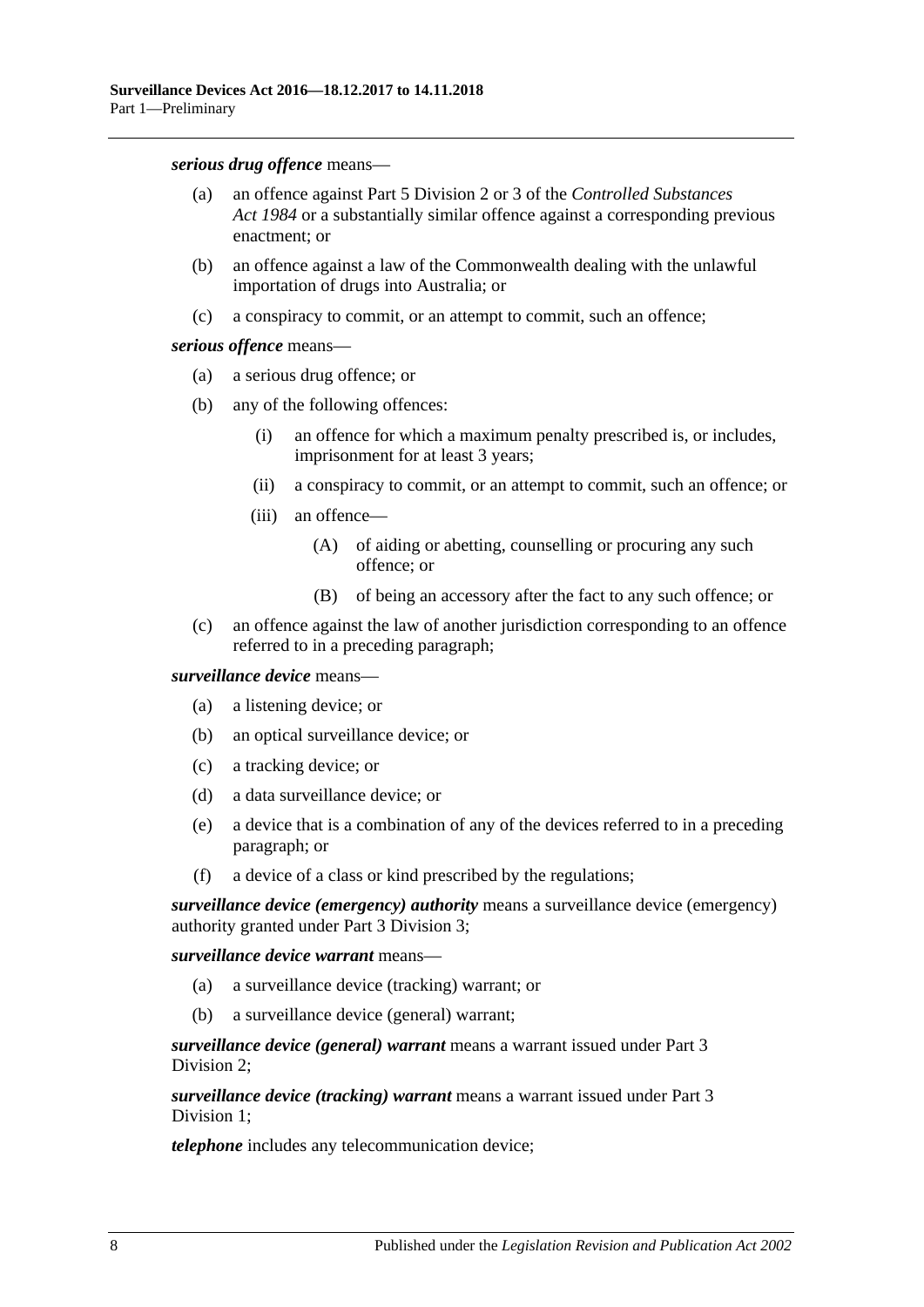***serious drug offence*** means—

- (a) an offence against Part 5 Division 2 or 3 of the *Controlled Substances Act 1984* or a substantially similar offence against a corresponding previous enactment; or
- (b) an offence against a law of the Commonwealth dealing with the unlawful importation of drugs into Australia; or
- (c) a conspiracy to commit, or an attempt to commit, such an offence;

***serious offence*** means—

- (a) a serious drug offence; or
- (b) any of the following offences:
  - (i) an offence for which a maximum penalty prescribed is, or includes, imprisonment for at least 3 years;
  - (ii) a conspiracy to commit, or an attempt to commit, such an offence; or
  - (iii) an offence—
    - (A) of aiding or abetting, counselling or procuring any such offence; or
    - (B) of being an accessory after the fact to any such offence; or
- (c) an offence against the law of another jurisdiction corresponding to an offence referred to in a preceding paragraph;

***surveillance device*** means—

- (a) a listening device; or
- (b) an optical surveillance device; or
- (c) a tracking device; or
- (d) a data surveillance device; or
- (e) a device that is a combination of any of the devices referred to in a preceding paragraph; or
- (f) a device of a class or kind prescribed by the regulations;

***surveillance device (emergency) authority*** means a surveillance device (emergency) authority granted under Part 3 Division 3;

***surveillance device warrant*** means—

- (a) a surveillance device (tracking) warrant; or
- (b) a surveillance device (general) warrant;

***surveillance device (general) warrant*** means a warrant issued under Part 3 Division 2;

***surveillance device (tracking) warrant*** means a warrant issued under Part 3 Division 1;

***telephone*** includes any telecommunication device;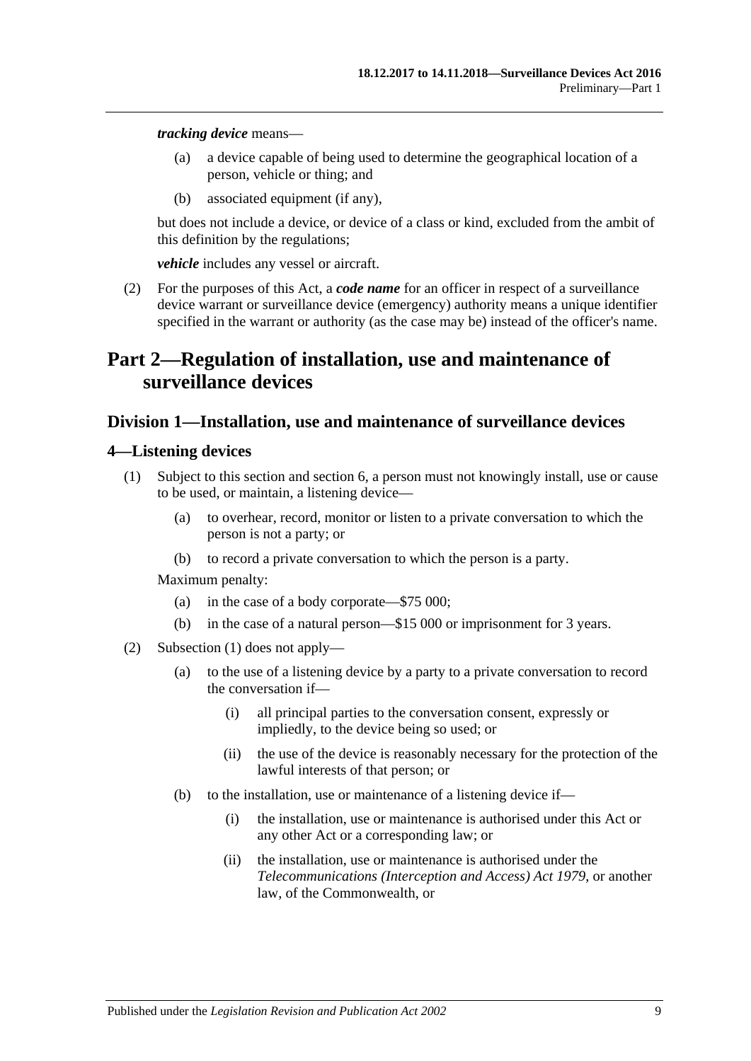***tracking device*** means—

(a) a device capable of being used to determine the geographical location of a person, vehicle or thing; and

(b) associated equipment (if any),

but does not include a device, or device of a class or kind, excluded from the ambit of this definition by the regulations;

***vehicle*** includes any vessel or aircraft.

(2) For the purposes of this Act, a ***code name*** for an officer in respect of a surveillance device warrant or surveillance device (emergency) authority means a unique identifier specified in the warrant or authority (as the case may be) instead of the officer's name.

# Part 2—Regulation of installation, use and maintenance of surveillance devices

## Division 1—Installation, use and maintenance of surveillance devices

### 4—Listening devices

(1) Subject to this section and section 6, a person must not knowingly install, use or cause to be used, or maintain, a listening device—

(a) to overhear, record, monitor or listen to a private conversation to which the person is not a party; or

(b) to record a private conversation to which the person is a party.

Maximum penalty:

(a) in the case of a body corporate—$75 000;

(b) in the case of a natural person—$15 000 or imprisonment for 3 years.

(2) Subsection (1) does not apply—

(a) to the use of a listening device by a party to a private conversation to record the conversation if—

(i) all principal parties to the conversation consent, expressly or impliedly, to the device being so used; or

(ii) the use of the device is reasonably necessary for the protection of the lawful interests of that person; or

(b) to the installation, use or maintenance of a listening device if—

(i) the installation, use or maintenance is authorised under this Act or any other Act or a corresponding law; or

(ii) the installation, use or maintenance is authorised under the *Telecommunications (Interception and Access) Act 1979*, or another law, of the Commonwealth, or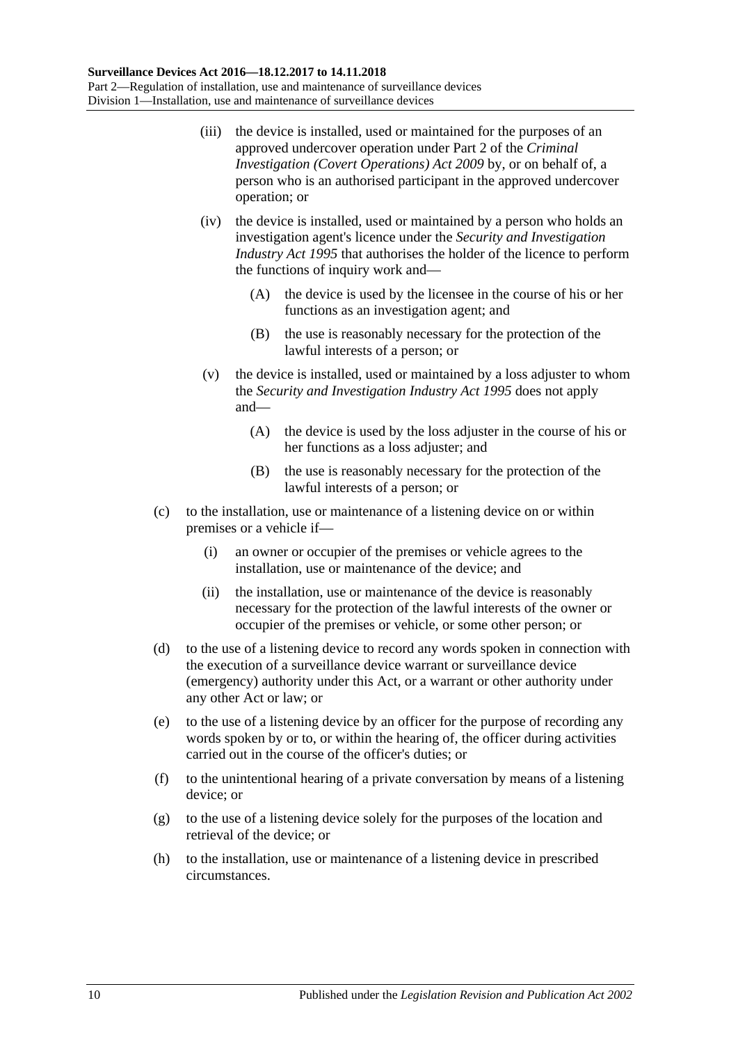(iii) the device is installed, used or maintained for the purposes of an approved undercover operation under Part 2 of the *Criminal Investigation (Covert Operations) Act 2009* by, or on behalf of, a person who is an authorised participant in the approved undercover operation; or

(iv) the device is installed, used or maintained by a person who holds an investigation agent's licence under the *Security and Investigation Industry Act 1995* that authorises the holder of the licence to perform the functions of inquiry work and—

(A) the device is used by the licensee in the course of his or her functions as an investigation agent; and

(B) the use is reasonably necessary for the protection of the lawful interests of a person; or

(v) the device is installed, used or maintained by a loss adjuster to whom the *Security and Investigation Industry Act 1995* does not apply and—

(A) the device is used by the loss adjuster in the course of his or her functions as a loss adjuster; and

(B) the use is reasonably necessary for the protection of the lawful interests of a person; or

(c) to the installation, use or maintenance of a listening device on or within premises or a vehicle if—

(i) an owner or occupier of the premises or vehicle agrees to the installation, use or maintenance of the device; and

(ii) the installation, use or maintenance of the device is reasonably necessary for the protection of the lawful interests of the owner or occupier of the premises or vehicle, or some other person; or

(d) to the use of a listening device to record any words spoken in connection with the execution of a surveillance device warrant or surveillance device (emergency) authority under this Act, or a warrant or other authority under any other Act or law; or

(e) to the use of a listening device by an officer for the purpose of recording any words spoken by or to, or within the hearing of, the officer during activities carried out in the course of the officer's duties; or

(f) to the unintentional hearing of a private conversation by means of a listening device; or

(g) to the use of a listening device solely for the purposes of the location and retrieval of the device; or

(h) to the installation, use or maintenance of a listening device in prescribed circumstances.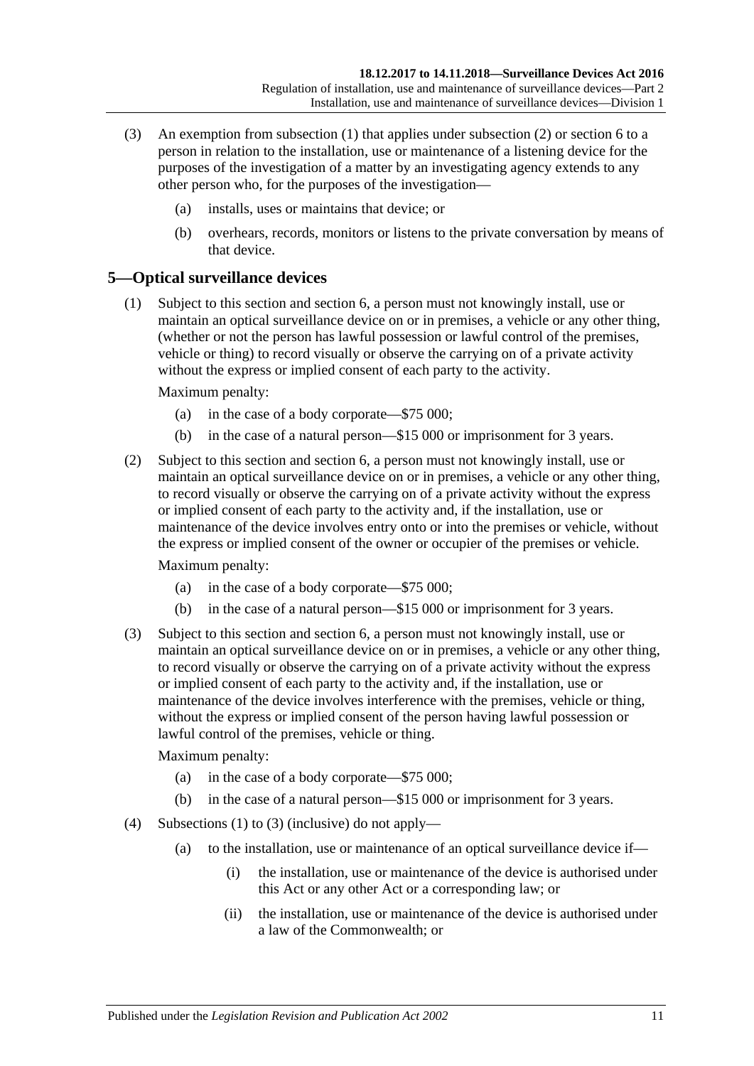(3) An exemption from subsection (1) that applies under subsection (2) or section 6 to a person in relation to the installation, use or maintenance of a listening device for the purposes of the investigation of a matter by an investigating agency extends to any other person who, for the purposes of the investigation—

(a) installs, uses or maintains that device; or

(b) overhears, records, monitors or listens to the private conversation by means of that device.

## 5—Optical surveillance devices

(1) Subject to this section and section 6, a person must not knowingly install, use or maintain an optical surveillance device on or in premises, a vehicle or any other thing, (whether or not the person has lawful possession or lawful control of the premises, vehicle or thing) to record visually or observe the carrying on of a private activity without the express or implied consent of each party to the activity.

Maximum penalty:

(a) in the case of a body corporate—$75 000;

(b) in the case of a natural person—$15 000 or imprisonment for 3 years.

(2) Subject to this section and section 6, a person must not knowingly install, use or maintain an optical surveillance device on or in premises, a vehicle or any other thing, to record visually or observe the carrying on of a private activity without the express or implied consent of each party to the activity and, if the installation, use or maintenance of the device involves entry onto or into the premises or vehicle, without the express or implied consent of the owner or occupier of the premises or vehicle.

Maximum penalty:

(a) in the case of a body corporate—$75 000;

(b) in the case of a natural person—$15 000 or imprisonment for 3 years.

(3) Subject to this section and section 6, a person must not knowingly install, use or maintain an optical surveillance device on or in premises, a vehicle or any other thing, to record visually or observe the carrying on of a private activity without the express or implied consent of each party to the activity and, if the installation, use or maintenance of the device involves interference with the premises, vehicle or thing, without the express or implied consent of the person having lawful possession or lawful control of the premises, vehicle or thing.

Maximum penalty:

(a) in the case of a body corporate—$75 000;

(b) in the case of a natural person—$15 000 or imprisonment for 3 years.

(4) Subsections (1) to (3) (inclusive) do not apply—

(a) to the installation, use or maintenance of an optical surveillance device if—

(i) the installation, use or maintenance of the device is authorised under this Act or any other Act or a corresponding law; or

(ii) the installation, use or maintenance of the device is authorised under a law of the Commonwealth; or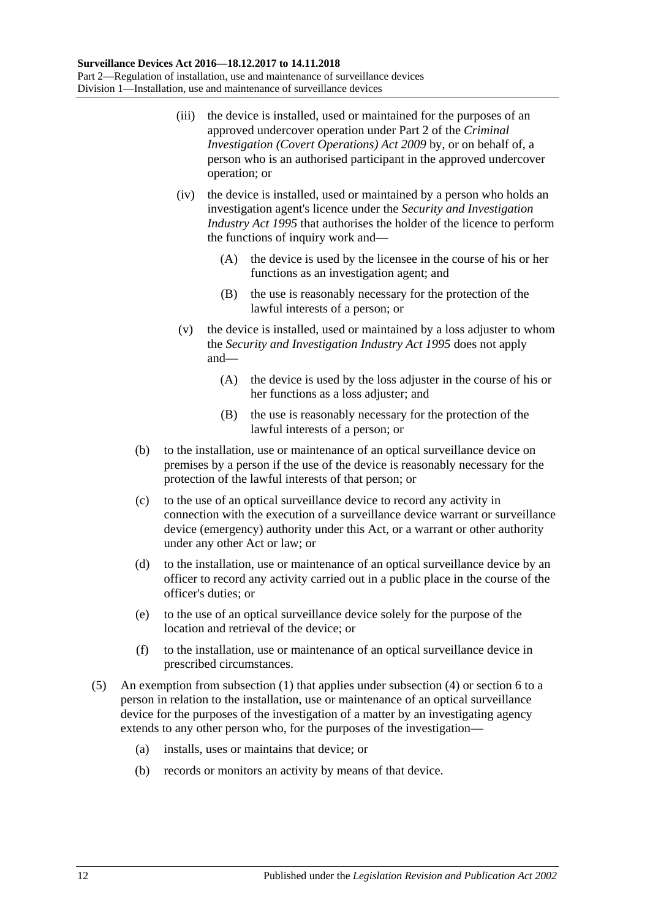(iii) the device is installed, used or maintained for the purposes of an approved undercover operation under Part 2 of the *Criminal Investigation (Covert Operations) Act 2009* by, or on behalf of, a person who is an authorised participant in the approved undercover operation; or

(iv) the device is installed, used or maintained by a person who holds an investigation agent's licence under the *Security and Investigation Industry Act 1995* that authorises the holder of the licence to perform the functions of inquiry work and—

(A) the device is used by the licensee in the course of his or her functions as an investigation agent; and

(B) the use is reasonably necessary for the protection of the lawful interests of a person; or

(v) the device is installed, used or maintained by a loss adjuster to whom the *Security and Investigation Industry Act 1995* does not apply and—

(A) the device is used by the loss adjuster in the course of his or her functions as a loss adjuster; and

(B) the use is reasonably necessary for the protection of the lawful interests of a person; or

(b) to the installation, use or maintenance of an optical surveillance device on premises by a person if the use of the device is reasonably necessary for the protection of the lawful interests of that person; or

(c) to the use of an optical surveillance device to record any activity in connection with the execution of a surveillance device warrant or surveillance device (emergency) authority under this Act, or a warrant or other authority under any other Act or law; or

(d) to the installation, use or maintenance of an optical surveillance device by an officer to record any activity carried out in a public place in the course of the officer's duties; or

(e) to the use of an optical surveillance device solely for the purpose of the location and retrieval of the device; or

(f) to the installation, use or maintenance of an optical surveillance device in prescribed circumstances.

(5) An exemption from subsection (1) that applies under subsection (4) or section 6 to a person in relation to the installation, use or maintenance of an optical surveillance device for the purposes of the investigation of a matter by an investigating agency extends to any other person who, for the purposes of the investigation—

(a) installs, uses or maintains that device; or

(b) records or monitors an activity by means of that device.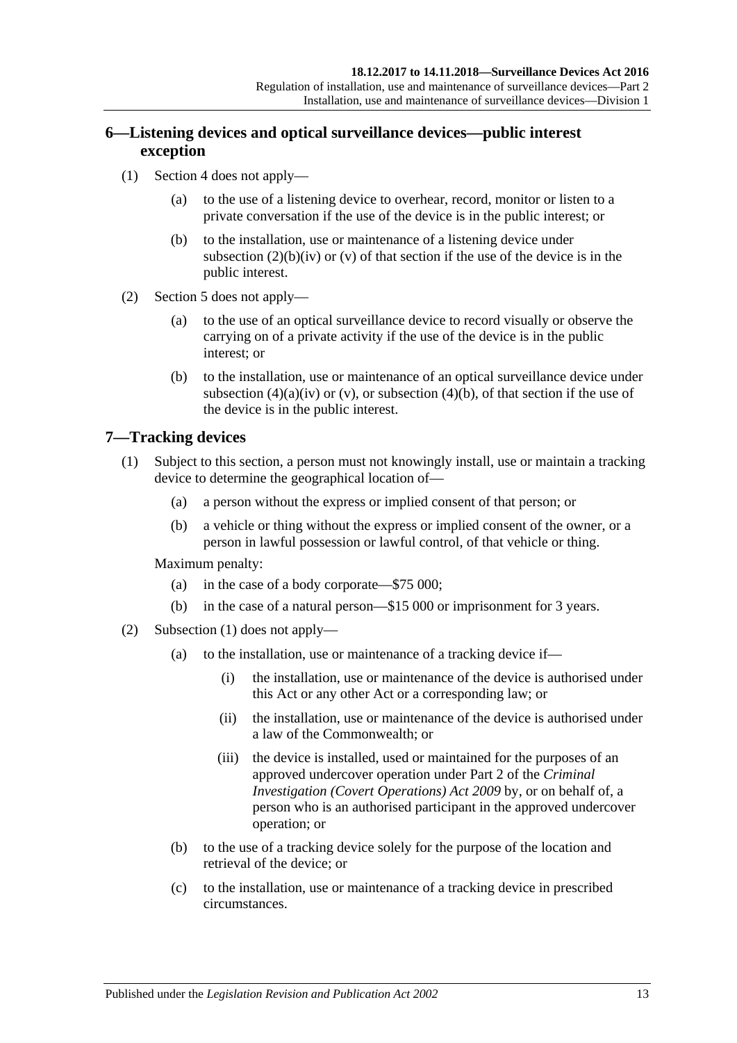## 6—Listening devices and optical surveillance devices—public interest exception

(1) Section 4 does not apply—

(a) to the use of a listening device to overhear, record, monitor or listen to a private conversation if the use of the device is in the public interest; or

(b) to the installation, use or maintenance of a listening device under subsection (2)(b)(iv) or (v) of that section if the use of the device is in the public interest.

(2) Section 5 does not apply—

(a) to the use of an optical surveillance device to record visually or observe the carrying on of a private activity if the use of the device is in the public interest; or

(b) to the installation, use or maintenance of an optical surveillance device under subsection (4)(a)(iv) or (v), or subsection (4)(b), of that section if the use of the device is in the public interest.

## 7—Tracking devices

(1) Subject to this section, a person must not knowingly install, use or maintain a tracking device to determine the geographical location of—

(a) a person without the express or implied consent of that person; or

(b) a vehicle or thing without the express or implied consent of the owner, or a person in lawful possession or lawful control, of that vehicle or thing.

Maximum penalty:

(a) in the case of a body corporate—$75 000;

(b) in the case of a natural person—$15 000 or imprisonment for 3 years.

(2) Subsection (1) does not apply—

(a) to the installation, use or maintenance of a tracking device if—

(i) the installation, use or maintenance of the device is authorised under this Act or any other Act or a corresponding law; or

(ii) the installation, use or maintenance of the device is authorised under a law of the Commonwealth; or

(iii) the device is installed, used or maintained for the purposes of an approved undercover operation under Part 2 of the *Criminal Investigation (Covert Operations) Act 2009* by, or on behalf of, a person who is an authorised participant in the approved undercover operation; or

(b) to the use of a tracking device solely for the purpose of the location and retrieval of the device; or

(c) to the installation, use or maintenance of a tracking device in prescribed circumstances.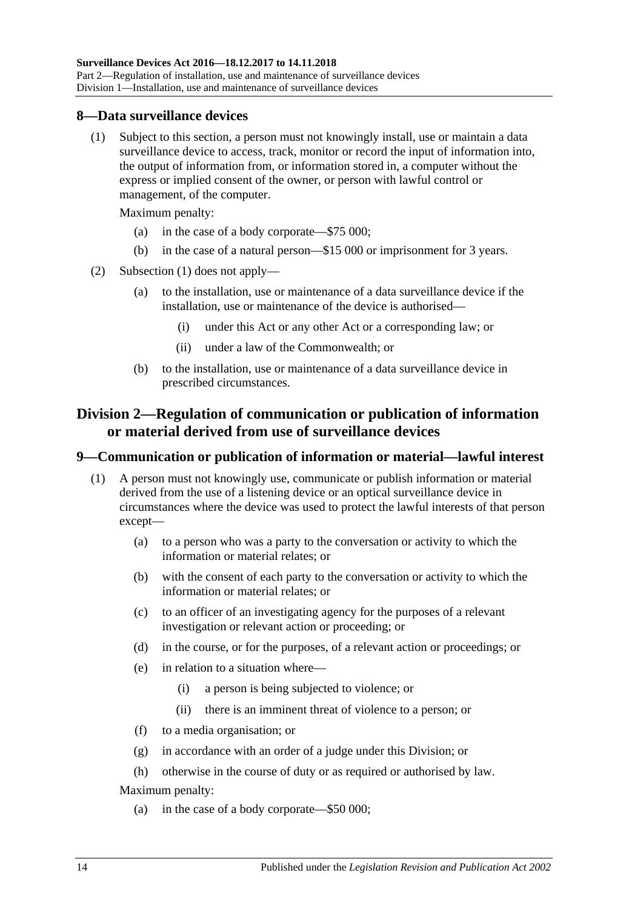## 8—Data surveillance devices

(1) Subject to this section, a person must not knowingly install, use or maintain a data surveillance device to access, track, monitor or record the input of information into, the output of information from, or information stored in, a computer without the express or implied consent of the owner, or person with lawful control or management, of the computer.

Maximum penalty:

(a) in the case of a body corporate—$75 000;

(b) in the case of a natural person—$15 000 or imprisonment for 3 years.

(2) Subsection (1) does not apply—

(a) to the installation, use or maintenance of a data surveillance device if the installation, use or maintenance of the device is authorised—

(i) under this Act or any other Act or a corresponding law; or

(ii) under a law of the Commonwealth; or

(b) to the installation, use or maintenance of a data surveillance device in prescribed circumstances.

# Division 2—Regulation of communication or publication of information or material derived from use of surveillance devices

## 9—Communication or publication of information or material—lawful interest

(1) A person must not knowingly use, communicate or publish information or material derived from the use of a listening device or an optical surveillance device in circumstances where the device was used to protect the lawful interests of that person except—

(a) to a person who was a party to the conversation or activity to which the information or material relates; or

(b) with the consent of each party to the conversation or activity to which the information or material relates; or

(c) to an officer of an investigating agency for the purposes of a relevant investigation or relevant action or proceeding; or

(d) in the course, or for the purposes, of a relevant action or proceedings; or

(e) in relation to a situation where—

(i) a person is being subjected to violence; or

(ii) there is an imminent threat of violence to a person; or

(f) to a media organisation; or

(g) in accordance with an order of a judge under this Division; or

(h) otherwise in the course of duty or as required or authorised by law.

Maximum penalty:

(a) in the case of a body corporate—$50 000;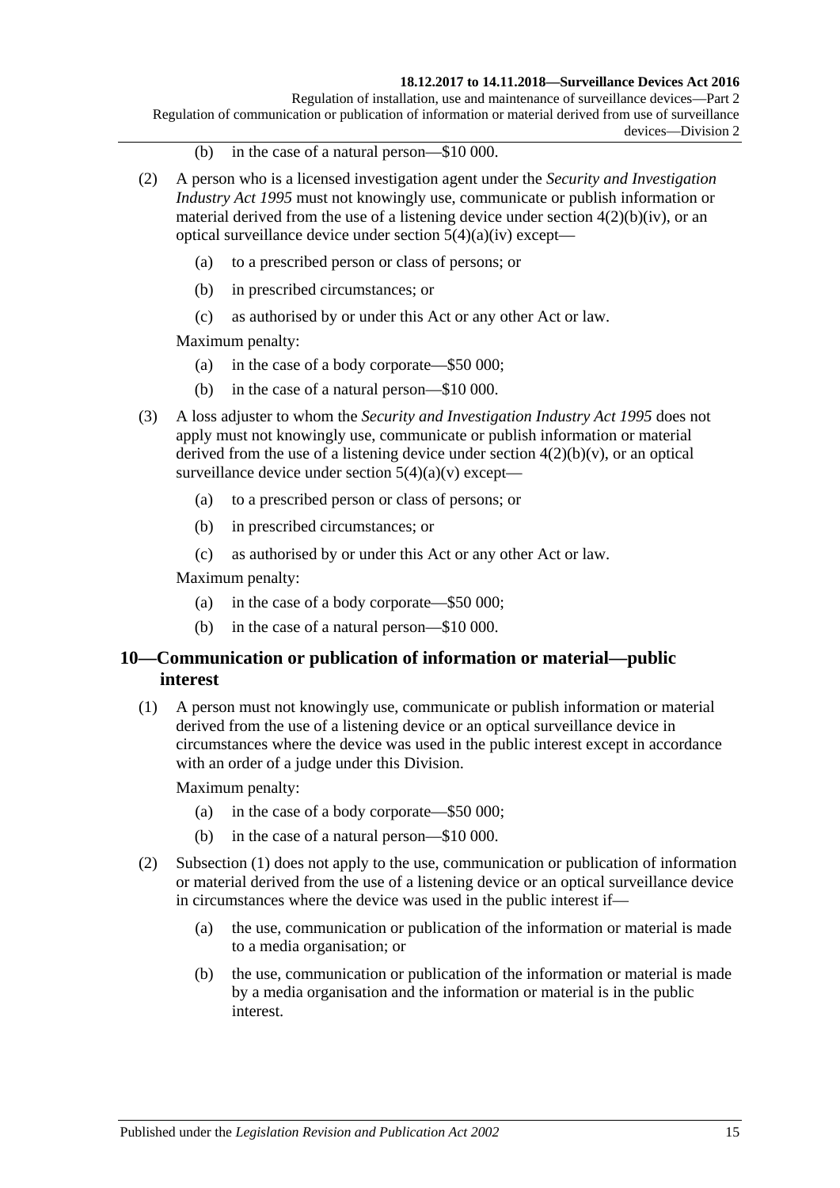(b) in the case of a natural person—$10 000.

(2) A person who is a licensed investigation agent under the *Security and Investigation Industry Act 1995* must not knowingly use, communicate or publish information or material derived from the use of a listening device under section 4(2)(b)(iv), or an optical surveillance device under section 5(4)(a)(iv) except—

(a) to a prescribed person or class of persons; or

(b) in prescribed circumstances; or

(c) as authorised by or under this Act or any other Act or law.

Maximum penalty:

(a) in the case of a body corporate—$50 000;

(b) in the case of a natural person—$10 000.

(3) A loss adjuster to whom the *Security and Investigation Industry Act 1995* does not apply must not knowingly use, communicate or publish information or material derived from the use of a listening device under section 4(2)(b)(v), or an optical surveillance device under section 5(4)(a)(v) except—

(a) to a prescribed person or class of persons; or

(b) in prescribed circumstances; or

(c) as authorised by or under this Act or any other Act or law.

Maximum penalty:

(a) in the case of a body corporate—$50 000;

(b) in the case of a natural person—$10 000.

## 10—Communication or publication of information or material—public interest

(1) A person must not knowingly use, communicate or publish information or material derived from the use of a listening device or an optical surveillance device in circumstances where the device was used in the public interest except in accordance with an order of a judge under this Division.

Maximum penalty:

(a) in the case of a body corporate—$50 000;

(b) in the case of a natural person—$10 000.

(2) Subsection (1) does not apply to the use, communication or publication of information or material derived from the use of a listening device or an optical surveillance device in circumstances where the device was used in the public interest if—

(a) the use, communication or publication of the information or material is made to a media organisation; or

(b) the use, communication or publication of the information or material is made by a media organisation and the information or material is in the public interest.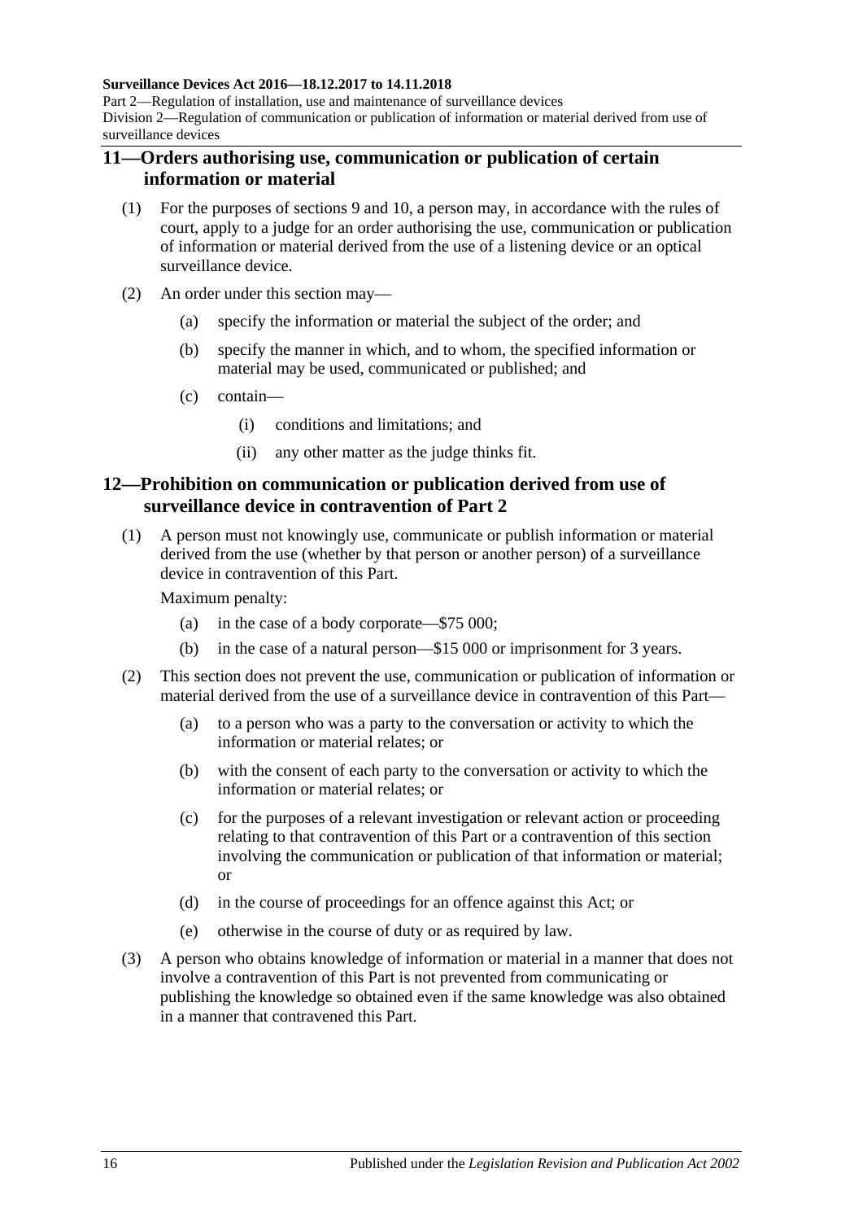## 11—Orders authorising use, communication or publication of certain information or material

(1) For the purposes of sections 9 and 10, a person may, in accordance with the rules of court, apply to a judge for an order authorising the use, communication or publication of information or material derived from the use of a listening device or an optical surveillance device.

(2) An order under this section may—

(a) specify the information or material the subject of the order; and

(b) specify the manner in which, and to whom, the specified information or material may be used, communicated or published; and

(c) contain—

(i) conditions and limitations; and

(ii) any other matter as the judge thinks fit.

## 12—Prohibition on communication or publication derived from use of surveillance device in contravention of Part 2

(1) A person must not knowingly use, communicate or publish information or material derived from the use (whether by that person or another person) of a surveillance device in contravention of this Part.

Maximum penalty:

(a) in the case of a body corporate—$75 000;

(b) in the case of a natural person—$15 000 or imprisonment for 3 years.

(2) This section does not prevent the use, communication or publication of information or material derived from the use of a surveillance device in contravention of this Part—

(a) to a person who was a party to the conversation or activity to which the information or material relates; or

(b) with the consent of each party to the conversation or activity to which the information or material relates; or

(c) for the purposes of a relevant investigation or relevant action or proceeding relating to that contravention of this Part or a contravention of this section involving the communication or publication of that information or material; or

(d) in the course of proceedings for an offence against this Act; or

(e) otherwise in the course of duty or as required by law.

(3) A person who obtains knowledge of information or material in a manner that does not involve a contravention of this Part is not prevented from communicating or publishing the knowledge so obtained even if the same knowledge was also obtained in a manner that contravened this Part.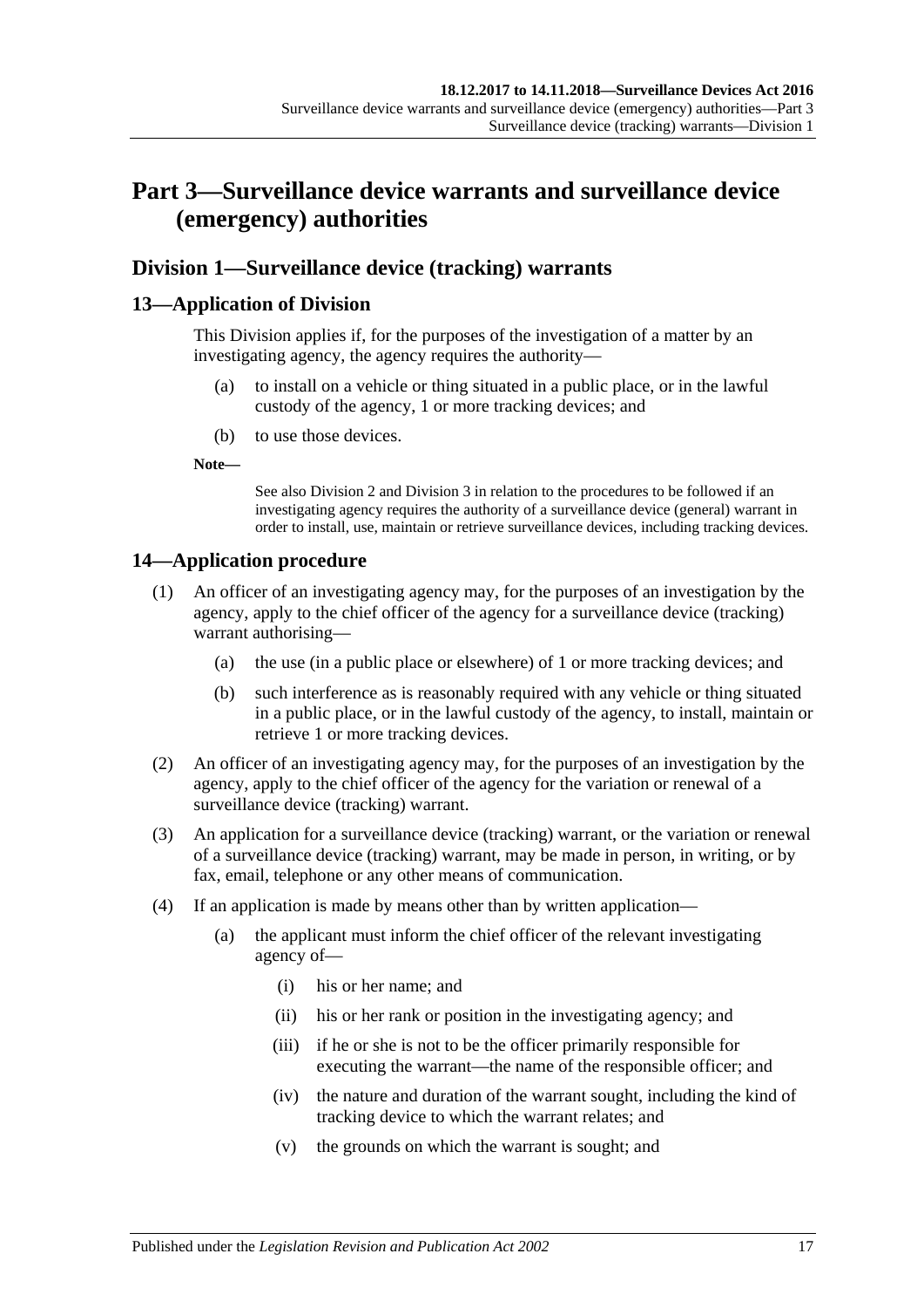# Part 3—Surveillance device warrants and surveillance device (emergency) authorities

## Division 1—Surveillance device (tracking) warrants

### 13—Application of Division

This Division applies if, for the purposes of the investigation of a matter by an investigating agency, the agency requires the authority—

(a) to install on a vehicle or thing situated in a public place, or in the lawful custody of the agency, 1 or more tracking devices; and

(b) to use those devices.

**Note—**

See also Division 2 and Division 3 in relation to the procedures to be followed if an investigating agency requires the authority of a surveillance device (general) warrant in order to install, use, maintain or retrieve surveillance devices, including tracking devices.

### 14—Application procedure

(1) An officer of an investigating agency may, for the purposes of an investigation by the agency, apply to the chief officer of the agency for a surveillance device (tracking) warrant authorising—

(a) the use (in a public place or elsewhere) of 1 or more tracking devices; and

(b) such interference as is reasonably required with any vehicle or thing situated in a public place, or in the lawful custody of the agency, to install, maintain or retrieve 1 or more tracking devices.

(2) An officer of an investigating agency may, for the purposes of an investigation by the agency, apply to the chief officer of the agency for the variation or renewal of a surveillance device (tracking) warrant.

(3) An application for a surveillance device (tracking) warrant, or the variation or renewal of a surveillance device (tracking) warrant, may be made in person, in writing, or by fax, email, telephone or any other means of communication.

(4) If an application is made by means other than by written application—

(a) the applicant must inform the chief officer of the relevant investigating agency of—

(i) his or her name; and

(ii) his or her rank or position in the investigating agency; and

(iii) if he or she is not to be the officer primarily responsible for executing the warrant—the name of the responsible officer; and

(iv) the nature and duration of the warrant sought, including the kind of tracking device to which the warrant relates; and

(v) the grounds on which the warrant is sought; and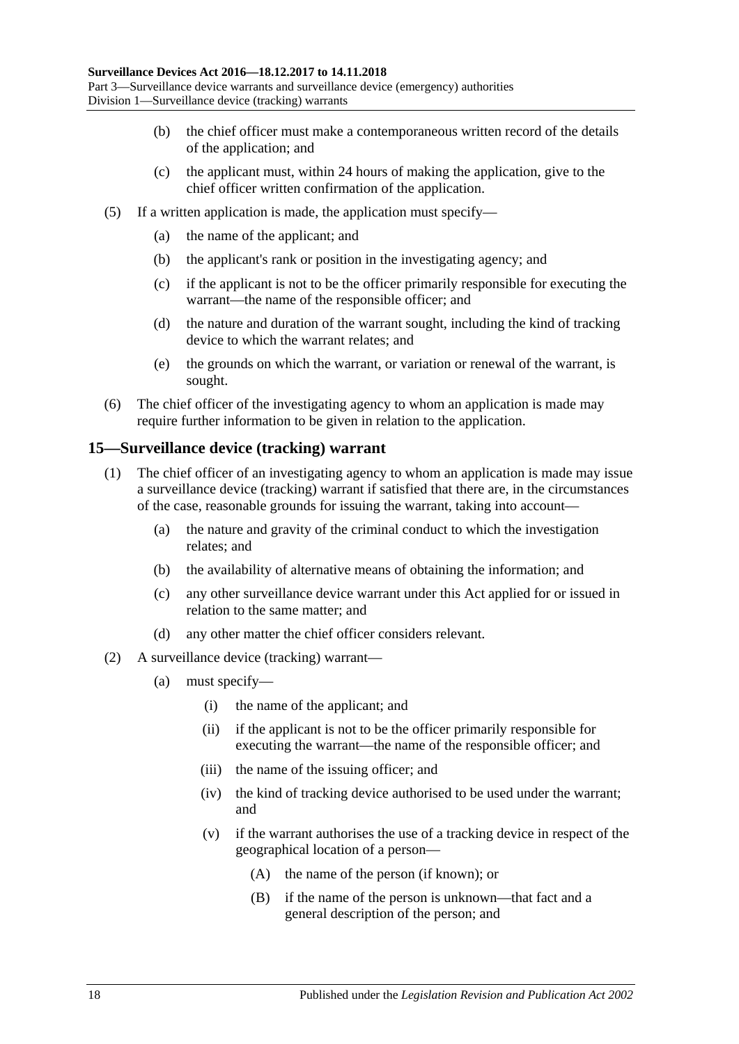(b) the chief officer must make a contemporaneous written record of the details of the application; and

(c) the applicant must, within 24 hours of making the application, give to the chief officer written confirmation of the application.

(5) If a written application is made, the application must specify—

(a) the name of the applicant; and

(b) the applicant's rank or position in the investigating agency; and

(c) if the applicant is not to be the officer primarily responsible for executing the warrant—the name of the responsible officer; and

(d) the nature and duration of the warrant sought, including the kind of tracking device to which the warrant relates; and

(e) the grounds on which the warrant, or variation or renewal of the warrant, is sought.

(6) The chief officer of the investigating agency to whom an application is made may require further information to be given in relation to the application.

## 15—Surveillance device (tracking) warrant

(1) The chief officer of an investigating agency to whom an application is made may issue a surveillance device (tracking) warrant if satisfied that there are, in the circumstances of the case, reasonable grounds for issuing the warrant, taking into account—

(a) the nature and gravity of the criminal conduct to which the investigation relates; and

(b) the availability of alternative means of obtaining the information; and

(c) any other surveillance device warrant under this Act applied for or issued in relation to the same matter; and

(d) any other matter the chief officer considers relevant.

(2) A surveillance device (tracking) warrant—

(a) must specify—

(i) the name of the applicant; and

(ii) if the applicant is not to be the officer primarily responsible for executing the warrant—the name of the responsible officer; and

(iii) the name of the issuing officer; and

(iv) the kind of tracking device authorised to be used under the warrant; and

(v) if the warrant authorises the use of a tracking device in respect of the geographical location of a person—

(A) the name of the person (if known); or

(B) if the name of the person is unknown—that fact and a general description of the person; and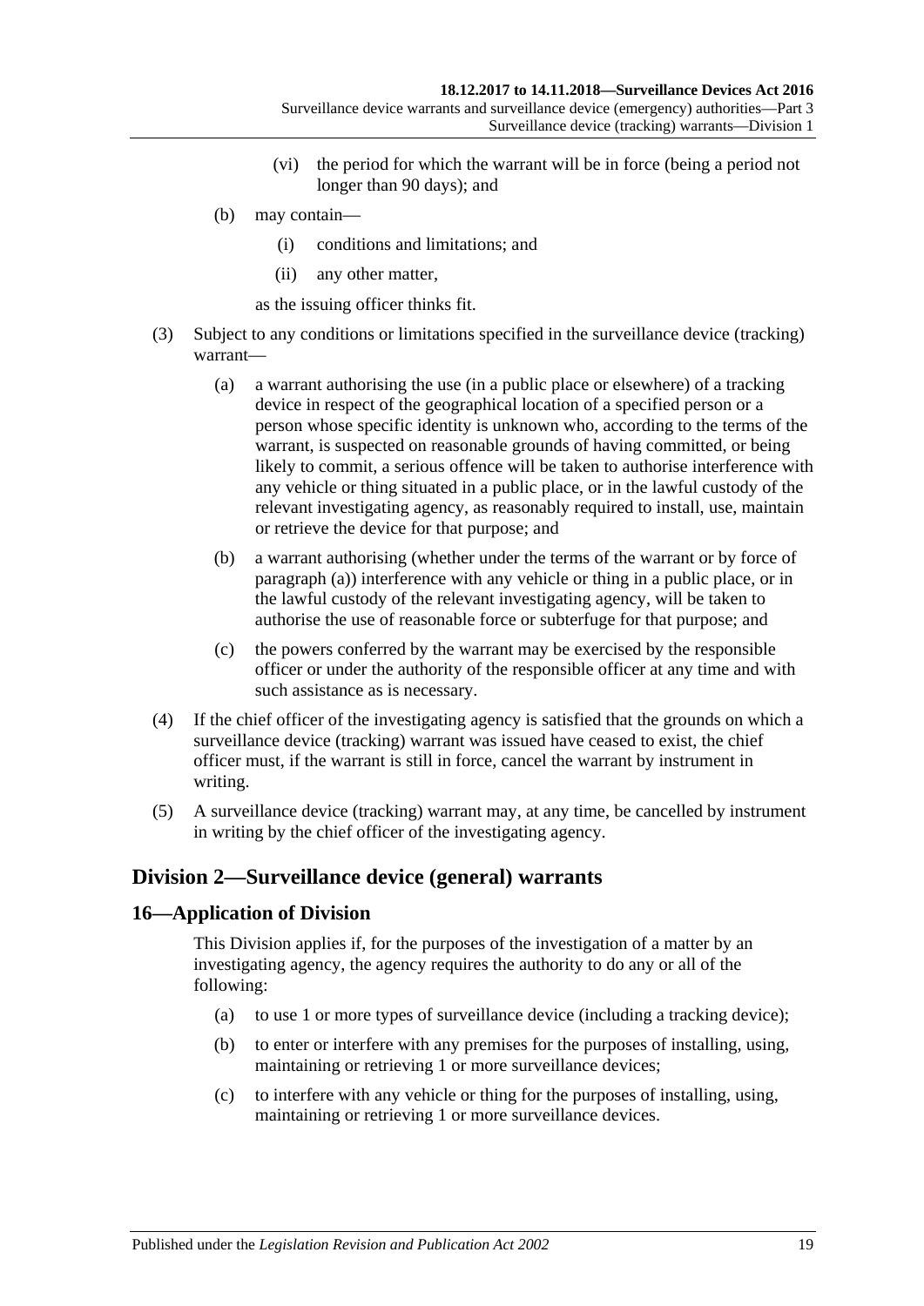(vi) the period for which the warrant will be in force (being a period not longer than 90 days); and

(b) may contain—

(i) conditions and limitations; and

(ii) any other matter,

as the issuing officer thinks fit.

(3) Subject to any conditions or limitations specified in the surveillance device (tracking) warrant—

(a) a warrant authorising the use (in a public place or elsewhere) of a tracking device in respect of the geographical location of a specified person or a person whose specific identity is unknown who, according to the terms of the warrant, is suspected on reasonable grounds of having committed, or being likely to commit, a serious offence will be taken to authorise interference with any vehicle or thing situated in a public place, or in the lawful custody of the relevant investigating agency, as reasonably required to install, use, maintain or retrieve the device for that purpose; and

(b) a warrant authorising (whether under the terms of the warrant or by force of paragraph (a)) interference with any vehicle or thing in a public place, or in the lawful custody of the relevant investigating agency, will be taken to authorise the use of reasonable force or subterfuge for that purpose; and

(c) the powers conferred by the warrant may be exercised by the responsible officer or under the authority of the responsible officer at any time and with such assistance as is necessary.

(4) If the chief officer of the investigating agency is satisfied that the grounds on which a surveillance device (tracking) warrant was issued have ceased to exist, the chief officer must, if the warrant is still in force, cancel the warrant by instrument in writing.

(5) A surveillance device (tracking) warrant may, at any time, be cancelled by instrument in writing by the chief officer of the investigating agency.

## Division 2—Surveillance device (general) warrants

### 16—Application of Division

This Division applies if, for the purposes of the investigation of a matter by an investigating agency, the agency requires the authority to do any or all of the following:

(a) to use 1 or more types of surveillance device (including a tracking device);

(b) to enter or interfere with any premises for the purposes of installing, using, maintaining or retrieving 1 or more surveillance devices;

(c) to interfere with any vehicle or thing for the purposes of installing, using, maintaining or retrieving 1 or more surveillance devices.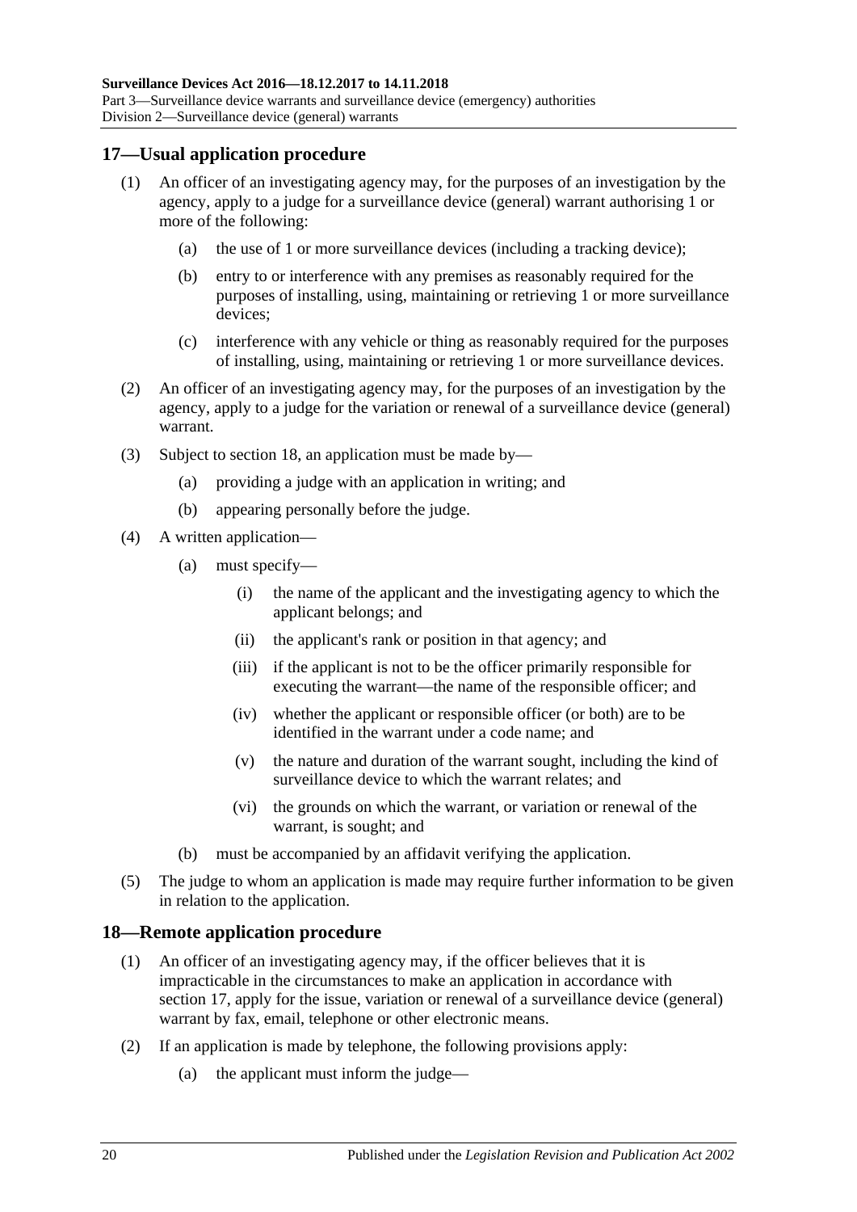## 17—Usual application procedure

(1) An officer of an investigating agency may, for the purposes of an investigation by the agency, apply to a judge for a surveillance device (general) warrant authorising 1 or more of the following:

- (a) the use of 1 or more surveillance devices (including a tracking device);
- (b) entry to or interference with any premises as reasonably required for the purposes of installing, using, maintaining or retrieving 1 or more surveillance devices;
- (c) interference with any vehicle or thing as reasonably required for the purposes of installing, using, maintaining or retrieving 1 or more surveillance devices.

(2) An officer of an investigating agency may, for the purposes of an investigation by the agency, apply to a judge for the variation or renewal of a surveillance device (general) warrant.

(3) Subject to section 18, an application must be made by—

- (a) providing a judge with an application in writing; and
- (b) appearing personally before the judge.

(4) A written application—

- (a) must specify—
  - (i) the name of the applicant and the investigating agency to which the applicant belongs; and
  - (ii) the applicant's rank or position in that agency; and
  - (iii) if the applicant is not to be the officer primarily responsible for executing the warrant—the name of the responsible officer; and
  - (iv) whether the applicant or responsible officer (or both) are to be identified in the warrant under a code name; and
  - (v) the nature and duration of the warrant sought, including the kind of surveillance device to which the warrant relates; and
  - (vi) the grounds on which the warrant, or variation or renewal of the warrant, is sought; and
- (b) must be accompanied by an affidavit verifying the application.

(5) The judge to whom an application is made may require further information to be given in relation to the application.

## 18—Remote application procedure

(1) An officer of an investigating agency may, if the officer believes that it is impracticable in the circumstances to make an application in accordance with section 17, apply for the issue, variation or renewal of a surveillance device (general) warrant by fax, email, telephone or other electronic means.

(2) If an application is made by telephone, the following provisions apply:

- (a) the applicant must inform the judge—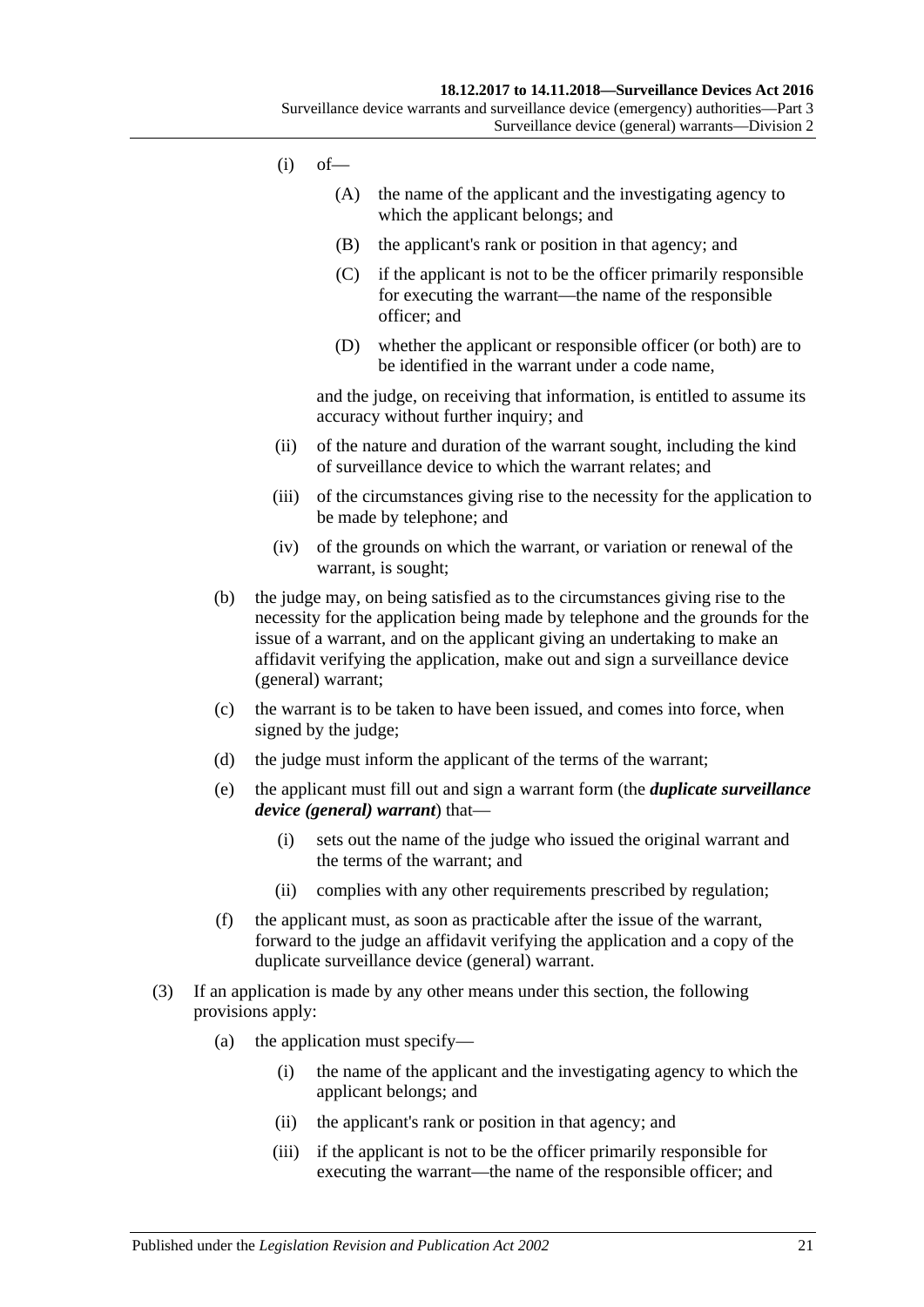(i) of—

(A) the name of the applicant and the investigating agency to which the applicant belongs; and

(B) the applicant's rank or position in that agency; and

(C) if the applicant is not to be the officer primarily responsible for executing the warrant—the name of the responsible officer; and

(D) whether the applicant or responsible officer (or both) are to be identified in the warrant under a code name,

and the judge, on receiving that information, is entitled to assume its accuracy without further inquiry; and

(ii) of the nature and duration of the warrant sought, including the kind of surveillance device to which the warrant relates; and

(iii) of the circumstances giving rise to the necessity for the application to be made by telephone; and

(iv) of the grounds on which the warrant, or variation or renewal of the warrant, is sought;

(b) the judge may, on being satisfied as to the circumstances giving rise to the necessity for the application being made by telephone and the grounds for the issue of a warrant, and on the applicant giving an undertaking to make an affidavit verifying the application, make out and sign a surveillance device (general) warrant;

(c) the warrant is to be taken to have been issued, and comes into force, when signed by the judge;

(d) the judge must inform the applicant of the terms of the warrant;

(e) the applicant must fill out and sign a warrant form (the ***duplicate surveillance device (general) warrant***) that—

(i) sets out the name of the judge who issued the original warrant and the terms of the warrant; and

(ii) complies with any other requirements prescribed by regulation;

(f) the applicant must, as soon as practicable after the issue of the warrant, forward to the judge an affidavit verifying the application and a copy of the duplicate surveillance device (general) warrant.

(3) If an application is made by any other means under this section, the following provisions apply:

(a) the application must specify—

(i) the name of the applicant and the investigating agency to which the applicant belongs; and

(ii) the applicant's rank or position in that agency; and

(iii) if the applicant is not to be the officer primarily responsible for executing the warrant—the name of the responsible officer; and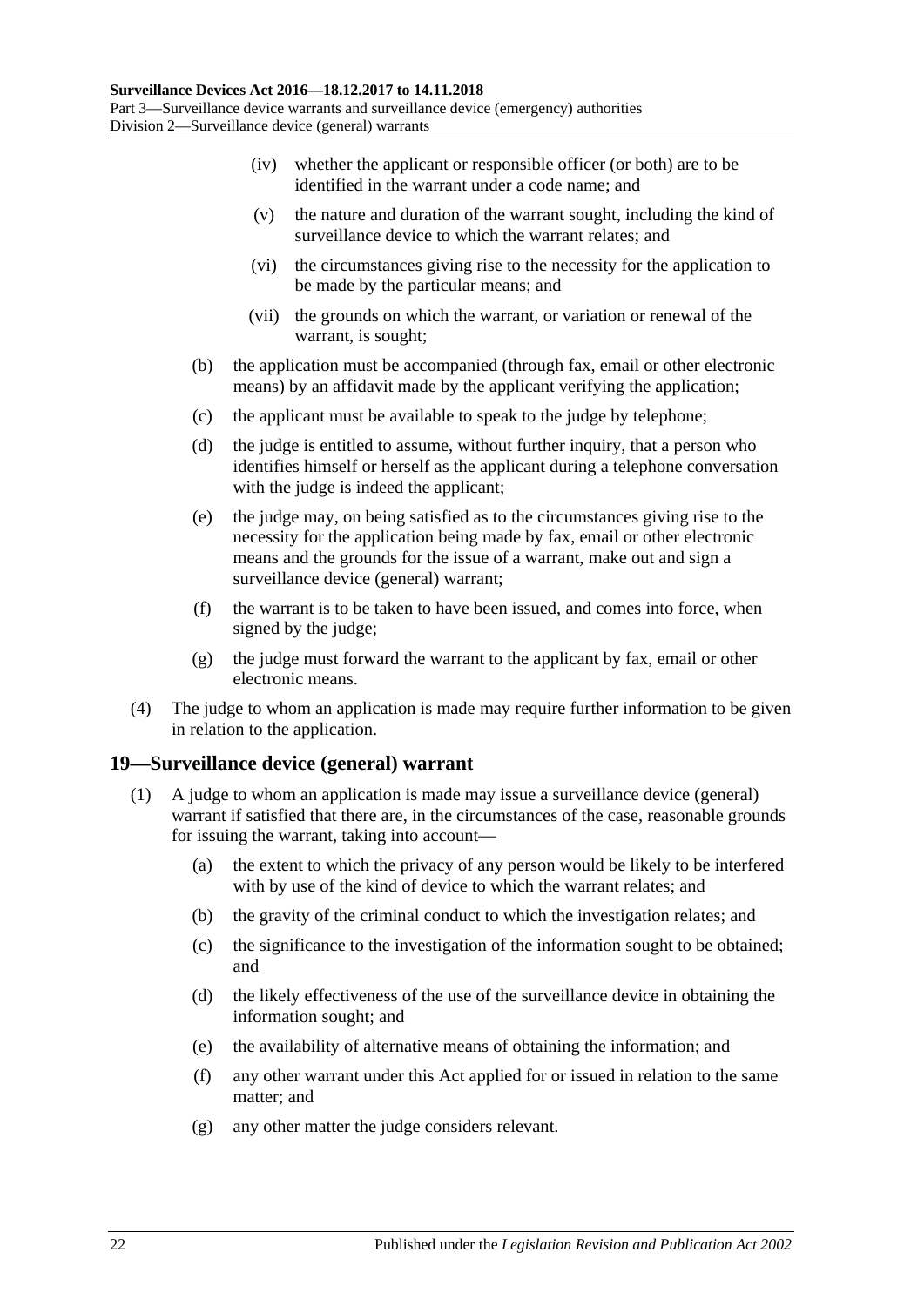(iv) whether the applicant or responsible officer (or both) are to be identified in the warrant under a code name; and

(v) the nature and duration of the warrant sought, including the kind of surveillance device to which the warrant relates; and

(vi) the circumstances giving rise to the necessity for the application to be made by the particular means; and

(vii) the grounds on which the warrant, or variation or renewal of the warrant, is sought;

(b) the application must be accompanied (through fax, email or other electronic means) by an affidavit made by the applicant verifying the application;

(c) the applicant must be available to speak to the judge by telephone;

(d) the judge is entitled to assume, without further inquiry, that a person who identifies himself or herself as the applicant during a telephone conversation with the judge is indeed the applicant;

(e) the judge may, on being satisfied as to the circumstances giving rise to the necessity for the application being made by fax, email or other electronic means and the grounds for the issue of a warrant, make out and sign a surveillance device (general) warrant;

(f) the warrant is to be taken to have been issued, and comes into force, when signed by the judge;

(g) the judge must forward the warrant to the applicant by fax, email or other electronic means.

(4) The judge to whom an application is made may require further information to be given in relation to the application.

## 19—Surveillance device (general) warrant

(1) A judge to whom an application is made may issue a surveillance device (general) warrant if satisfied that there are, in the circumstances of the case, reasonable grounds for issuing the warrant, taking into account—

(a) the extent to which the privacy of any person would be likely to be interfered with by use of the kind of device to which the warrant relates; and

(b) the gravity of the criminal conduct to which the investigation relates; and

(c) the significance to the investigation of the information sought to be obtained; and

(d) the likely effectiveness of the use of the surveillance device in obtaining the information sought; and

(e) the availability of alternative means of obtaining the information; and

(f) any other warrant under this Act applied for or issued in relation to the same matter; and

(g) any other matter the judge considers relevant.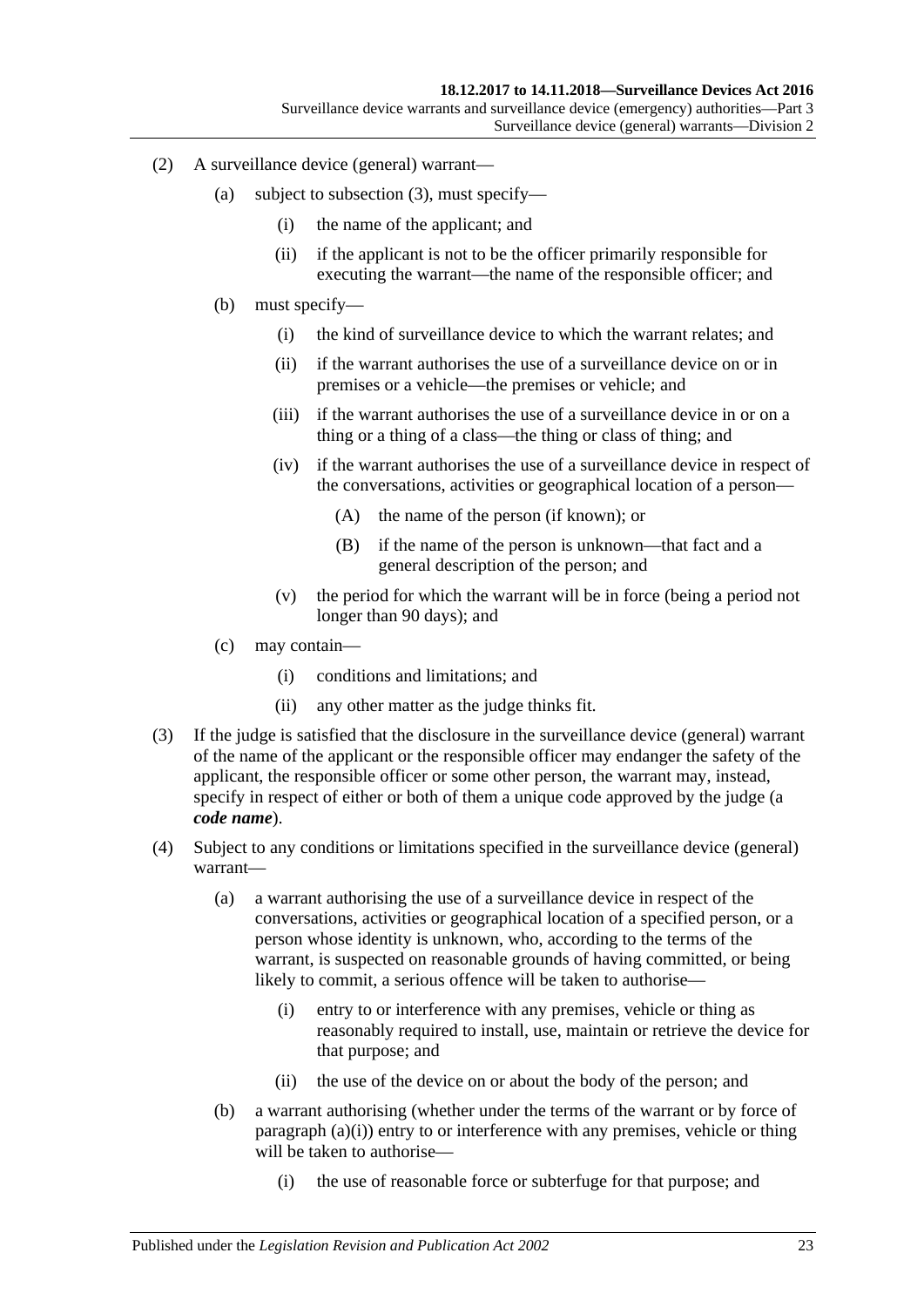(2) A surveillance device (general) warrant—

(a) subject to subsection (3), must specify—

(i) the name of the applicant; and

(ii) if the applicant is not to be the officer primarily responsible for executing the warrant—the name of the responsible officer; and

(b) must specify—

(i) the kind of surveillance device to which the warrant relates; and

(ii) if the warrant authorises the use of a surveillance device on or in premises or a vehicle—the premises or vehicle; and

(iii) if the warrant authorises the use of a surveillance device in or on a thing or a thing of a class—the thing or class of thing; and

(iv) if the warrant authorises the use of a surveillance device in respect of the conversations, activities or geographical location of a person—

(A) the name of the person (if known); or

(B) if the name of the person is unknown—that fact and a general description of the person; and

(v) the period for which the warrant will be in force (being a period not longer than 90 days); and

(c) may contain—

(i) conditions and limitations; and

(ii) any other matter as the judge thinks fit.

(3) If the judge is satisfied that the disclosure in the surveillance device (general) warrant of the name of the applicant or the responsible officer may endanger the safety of the applicant, the responsible officer or some other person, the warrant may, instead, specify in respect of either or both of them a unique code approved by the judge (a ***code name***).

(4) Subject to any conditions or limitations specified in the surveillance device (general) warrant—

(a) a warrant authorising the use of a surveillance device in respect of the conversations, activities or geographical location of a specified person, or a person whose identity is unknown, who, according to the terms of the warrant, is suspected on reasonable grounds of having committed, or being likely to commit, a serious offence will be taken to authorise—

(i) entry to or interference with any premises, vehicle or thing as reasonably required to install, use, maintain or retrieve the device for that purpose; and

(ii) the use of the device on or about the body of the person; and

(b) a warrant authorising (whether under the terms of the warrant or by force of paragraph (a)(i)) entry to or interference with any premises, vehicle or thing will be taken to authorise—

(i) the use of reasonable force or subterfuge for that purpose; and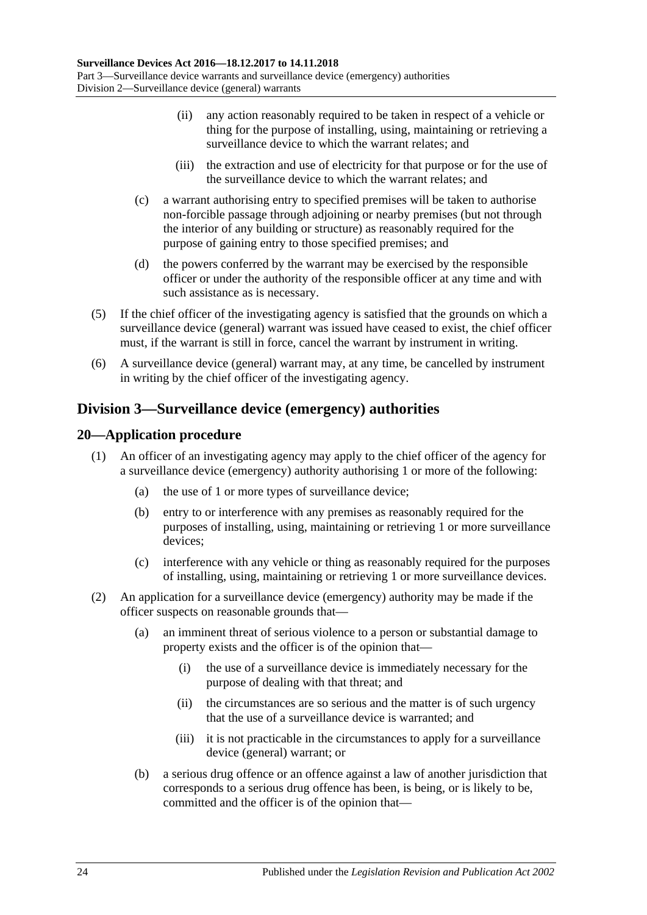(ii) any action reasonably required to be taken in respect of a vehicle or thing for the purpose of installing, using, maintaining or retrieving a surveillance device to which the warrant relates; and

(iii) the extraction and use of electricity for that purpose or for the use of the surveillance device to which the warrant relates; and

(c) a warrant authorising entry to specified premises will be taken to authorise non-forcible passage through adjoining or nearby premises (but not through the interior of any building or structure) as reasonably required for the purpose of gaining entry to those specified premises; and

(d) the powers conferred by the warrant may be exercised by the responsible officer or under the authority of the responsible officer at any time and with such assistance as is necessary.

(5) If the chief officer of the investigating agency is satisfied that the grounds on which a surveillance device (general) warrant was issued have ceased to exist, the chief officer must, if the warrant is still in force, cancel the warrant by instrument in writing.

(6) A surveillance device (general) warrant may, at any time, be cancelled by instrument in writing by the chief officer of the investigating agency.

## Division 3—Surveillance device (emergency) authorities

### 20—Application procedure

(1) An officer of an investigating agency may apply to the chief officer of the agency for a surveillance device (emergency) authority authorising 1 or more of the following:

(a) the use of 1 or more types of surveillance device;

(b) entry to or interference with any premises as reasonably required for the purposes of installing, using, maintaining or retrieving 1 or more surveillance devices;

(c) interference with any vehicle or thing as reasonably required for the purposes of installing, using, maintaining or retrieving 1 or more surveillance devices.

(2) An application for a surveillance device (emergency) authority may be made if the officer suspects on reasonable grounds that—

(a) an imminent threat of serious violence to a person or substantial damage to property exists and the officer is of the opinion that—

(i) the use of a surveillance device is immediately necessary for the purpose of dealing with that threat; and

(ii) the circumstances are so serious and the matter is of such urgency that the use of a surveillance device is warranted; and

(iii) it is not practicable in the circumstances to apply for a surveillance device (general) warrant; or

(b) a serious drug offence or an offence against a law of another jurisdiction that corresponds to a serious drug offence has been, is being, or is likely to be, committed and the officer is of the opinion that—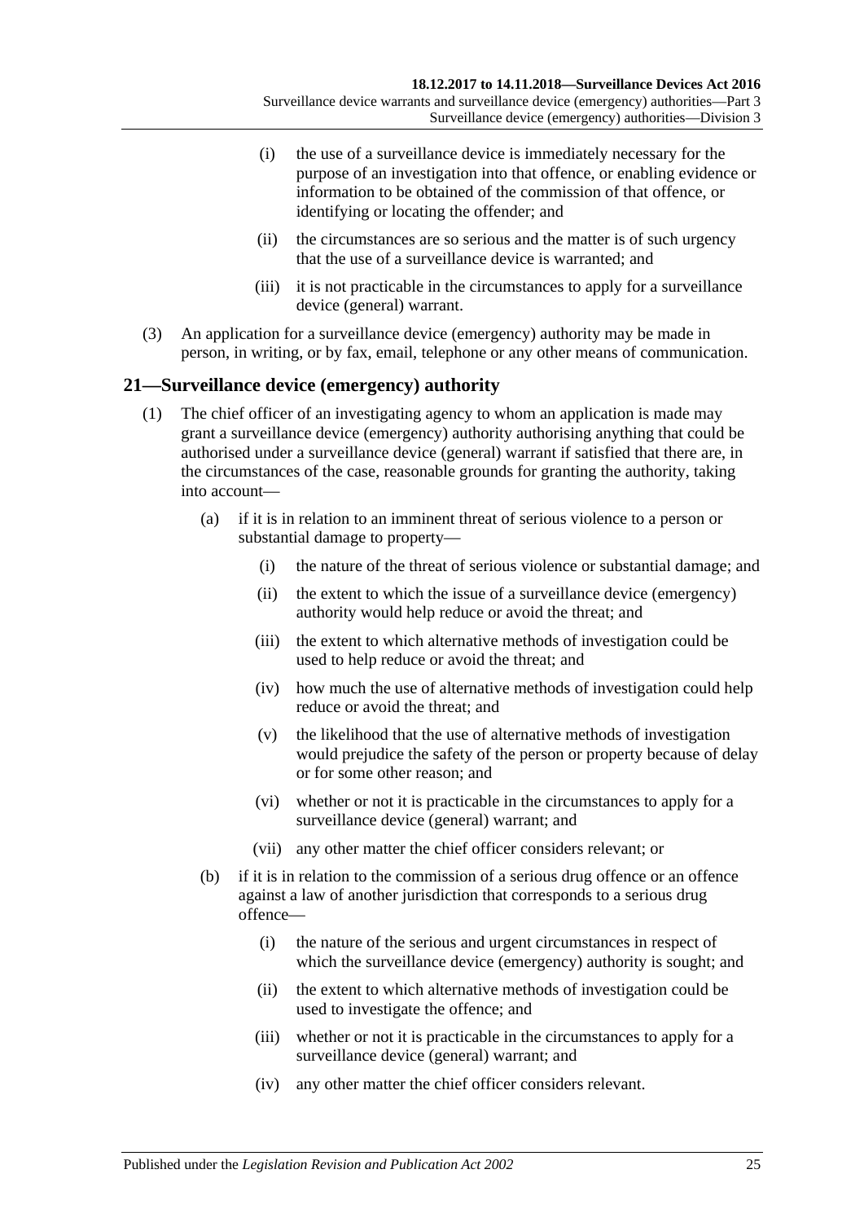(i) the use of a surveillance device is immediately necessary for the purpose of an investigation into that offence, or enabling evidence or information to be obtained of the commission of that offence, or identifying or locating the offender; and

(ii) the circumstances are so serious and the matter is of such urgency that the use of a surveillance device is warranted; and

(iii) it is not practicable in the circumstances to apply for a surveillance device (general) warrant.

(3) An application for a surveillance device (emergency) authority may be made in person, in writing, or by fax, email, telephone or any other means of communication.

## 21—Surveillance device (emergency) authority

(1) The chief officer of an investigating agency to whom an application is made may grant a surveillance device (emergency) authority authorising anything that could be authorised under a surveillance device (general) warrant if satisfied that there are, in the circumstances of the case, reasonable grounds for granting the authority, taking into account—

(a) if it is in relation to an imminent threat of serious violence to a person or substantial damage to property—

(i) the nature of the threat of serious violence or substantial damage; and

(ii) the extent to which the issue of a surveillance device (emergency) authority would help reduce or avoid the threat; and

(iii) the extent to which alternative methods of investigation could be used to help reduce or avoid the threat; and

(iv) how much the use of alternative methods of investigation could help reduce or avoid the threat; and

(v) the likelihood that the use of alternative methods of investigation would prejudice the safety of the person or property because of delay or for some other reason; and

(vi) whether or not it is practicable in the circumstances to apply for a surveillance device (general) warrant; and

(vii) any other matter the chief officer considers relevant; or

(b) if it is in relation to the commission of a serious drug offence or an offence against a law of another jurisdiction that corresponds to a serious drug offence—

(i) the nature of the serious and urgent circumstances in respect of which the surveillance device (emergency) authority is sought; and

(ii) the extent to which alternative methods of investigation could be used to investigate the offence; and

(iii) whether or not it is practicable in the circumstances to apply for a surveillance device (general) warrant; and

(iv) any other matter the chief officer considers relevant.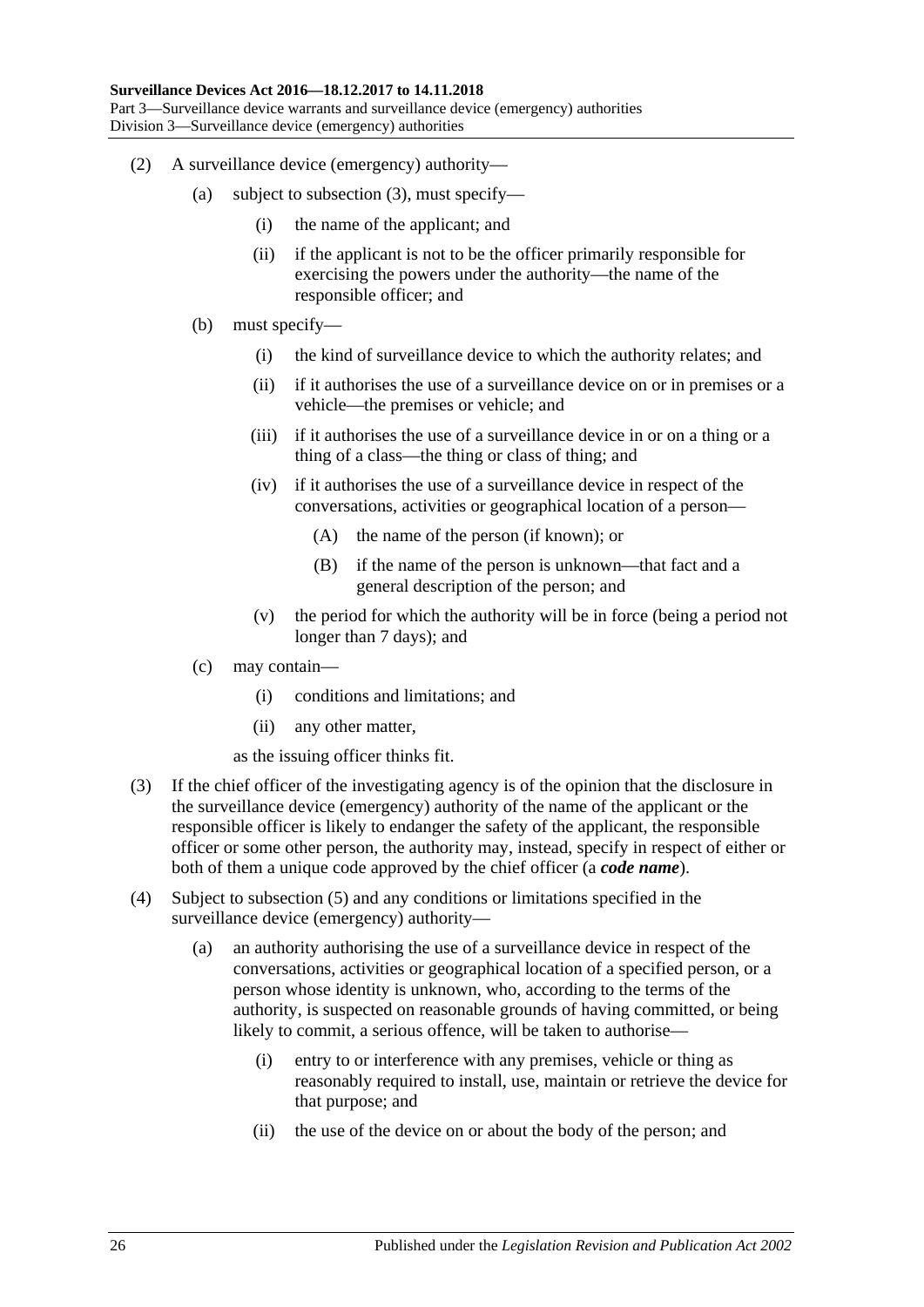(2) A surveillance device (emergency) authority—

(a) subject to subsection (3), must specify—

(i) the name of the applicant; and

(ii) if the applicant is not to be the officer primarily responsible for exercising the powers under the authority—the name of the responsible officer; and

(b) must specify—

(i) the kind of surveillance device to which the authority relates; and

(ii) if it authorises the use of a surveillance device on or in premises or a vehicle—the premises or vehicle; and

(iii) if it authorises the use of a surveillance device in or on a thing or a thing of a class—the thing or class of thing; and

(iv) if it authorises the use of a surveillance device in respect of the conversations, activities or geographical location of a person—

(A) the name of the person (if known); or

(B) if the name of the person is unknown—that fact and a general description of the person; and

(v) the period for which the authority will be in force (being a period not longer than 7 days); and

(c) may contain—

(i) conditions and limitations; and

(ii) any other matter,

as the issuing officer thinks fit.

(3) If the chief officer of the investigating agency is of the opinion that the disclosure in the surveillance device (emergency) authority of the name of the applicant or the responsible officer is likely to endanger the safety of the applicant, the responsible officer or some other person, the authority may, instead, specify in respect of either or both of them a unique code approved by the chief officer (a ***code name***).

(4) Subject to subsection (5) and any conditions or limitations specified in the surveillance device (emergency) authority—

(a) an authority authorising the use of a surveillance device in respect of the conversations, activities or geographical location of a specified person, or a person whose identity is unknown, who, according to the terms of the authority, is suspected on reasonable grounds of having committed, or being likely to commit, a serious offence, will be taken to authorise—

(i) entry to or interference with any premises, vehicle or thing as reasonably required to install, use, maintain or retrieve the device for that purpose; and

(ii) the use of the device on or about the body of the person; and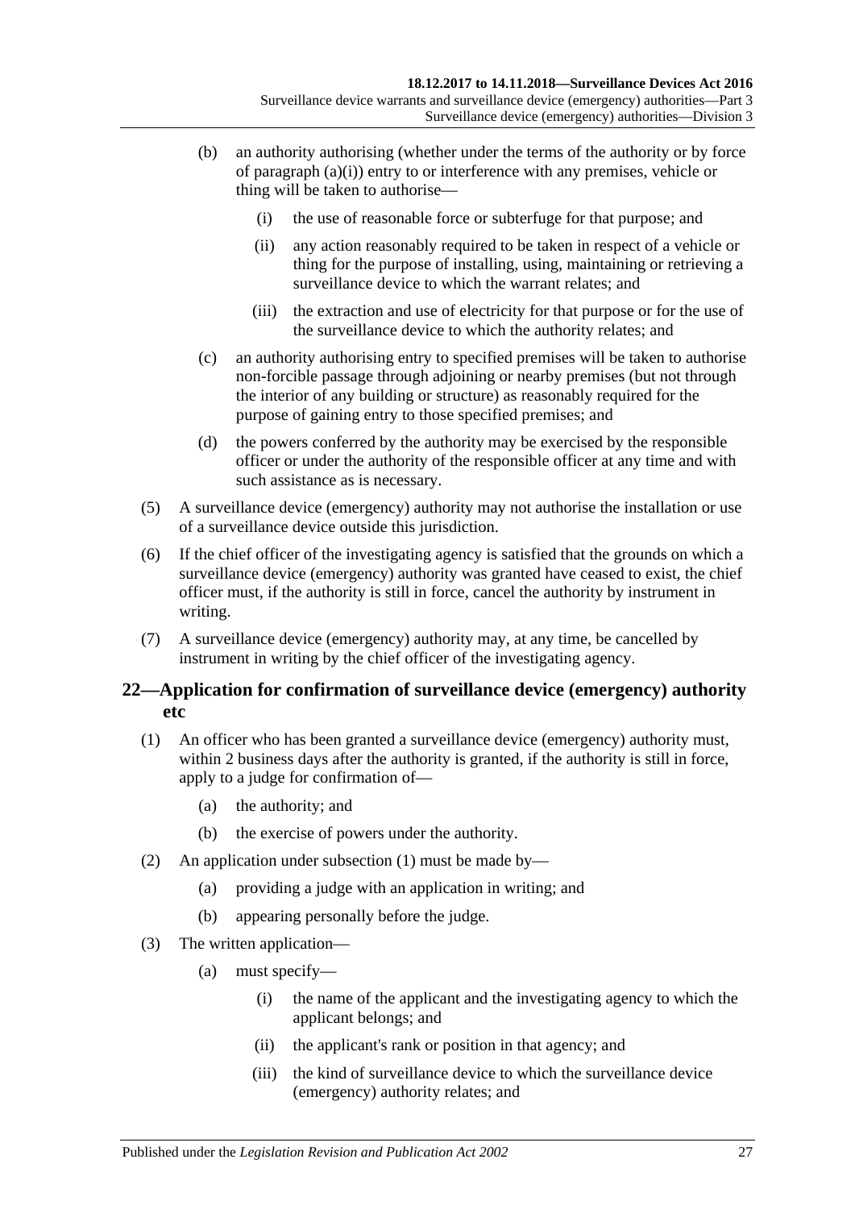(b) an authority authorising (whether under the terms of the authority or by force of paragraph (a)(i)) entry to or interference with any premises, vehicle or thing will be taken to authorise—

   (i) the use of reasonable force or subterfuge for that purpose; and

   (ii) any action reasonably required to be taken in respect of a vehicle or thing for the purpose of installing, using, maintaining or retrieving a surveillance device to which the warrant relates; and

   (iii) the extraction and use of electricity for that purpose or for the use of the surveillance device to which the authority relates; and

(c) an authority authorising entry to specified premises will be taken to authorise non-forcible passage through adjoining or nearby premises (but not through the interior of any building or structure) as reasonably required for the purpose of gaining entry to those specified premises; and

(d) the powers conferred by the authority may be exercised by the responsible officer or under the authority of the responsible officer at any time and with such assistance as is necessary.

(5) A surveillance device (emergency) authority may not authorise the installation or use of a surveillance device outside this jurisdiction.

(6) If the chief officer of the investigating agency is satisfied that the grounds on which a surveillance device (emergency) authority was granted have ceased to exist, the chief officer must, if the authority is still in force, cancel the authority by instrument in writing.

(7) A surveillance device (emergency) authority may, at any time, be cancelled by instrument in writing by the chief officer of the investigating agency.

## 22—Application for confirmation of surveillance device (emergency) authority etc

(1) An officer who has been granted a surveillance device (emergency) authority must, within 2 business days after the authority is granted, if the authority is still in force, apply to a judge for confirmation of—

   (a) the authority; and

   (b) the exercise of powers under the authority.

(2) An application under subsection (1) must be made by—

   (a) providing a judge with an application in writing; and

   (b) appearing personally before the judge.

(3) The written application—

   (a) must specify—

      (i) the name of the applicant and the investigating agency to which the applicant belongs; and

      (ii) the applicant's rank or position in that agency; and

      (iii) the kind of surveillance device to which the surveillance device (emergency) authority relates; and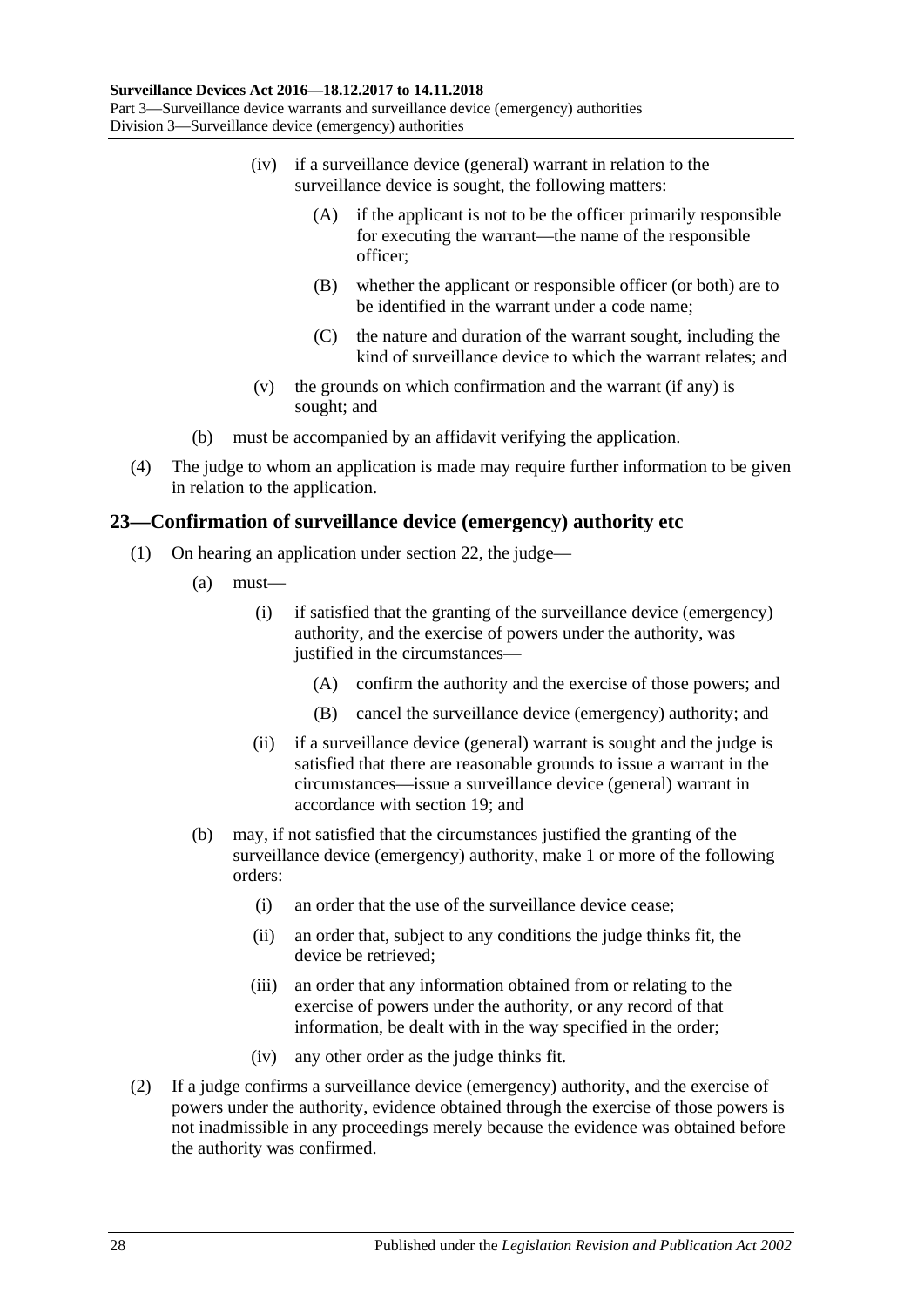(iv) if a surveillance device (general) warrant in relation to the surveillance device is sought, the following matters:

(A) if the applicant is not to be the officer primarily responsible for executing the warrant—the name of the responsible officer;

(B) whether the applicant or responsible officer (or both) are to be identified in the warrant under a code name;

(C) the nature and duration of the warrant sought, including the kind of surveillance device to which the warrant relates; and

(v) the grounds on which confirmation and the warrant (if any) is sought; and

(b) must be accompanied by an affidavit verifying the application.

(4) The judge to whom an application is made may require further information to be given in relation to the application.

## 23—Confirmation of surveillance device (emergency) authority etc

(1) On hearing an application under section 22, the judge—

(a) must—

(i) if satisfied that the granting of the surveillance device (emergency) authority, and the exercise of powers under the authority, was justified in the circumstances—

(A) confirm the authority and the exercise of those powers; and

(B) cancel the surveillance device (emergency) authority; and

(ii) if a surveillance device (general) warrant is sought and the judge is satisfied that there are reasonable grounds to issue a warrant in the circumstances—issue a surveillance device (general) warrant in accordance with section 19; and

(b) may, if not satisfied that the circumstances justified the granting of the surveillance device (emergency) authority, make 1 or more of the following orders:

(i) an order that the use of the surveillance device cease;

(ii) an order that, subject to any conditions the judge thinks fit, the device be retrieved;

(iii) an order that any information obtained from or relating to the exercise of powers under the authority, or any record of that information, be dealt with in the way specified in the order;

(iv) any other order as the judge thinks fit.

(2) If a judge confirms a surveillance device (emergency) authority, and the exercise of powers under the authority, evidence obtained through the exercise of those powers is not inadmissible in any proceedings merely because the evidence was obtained before the authority was confirmed.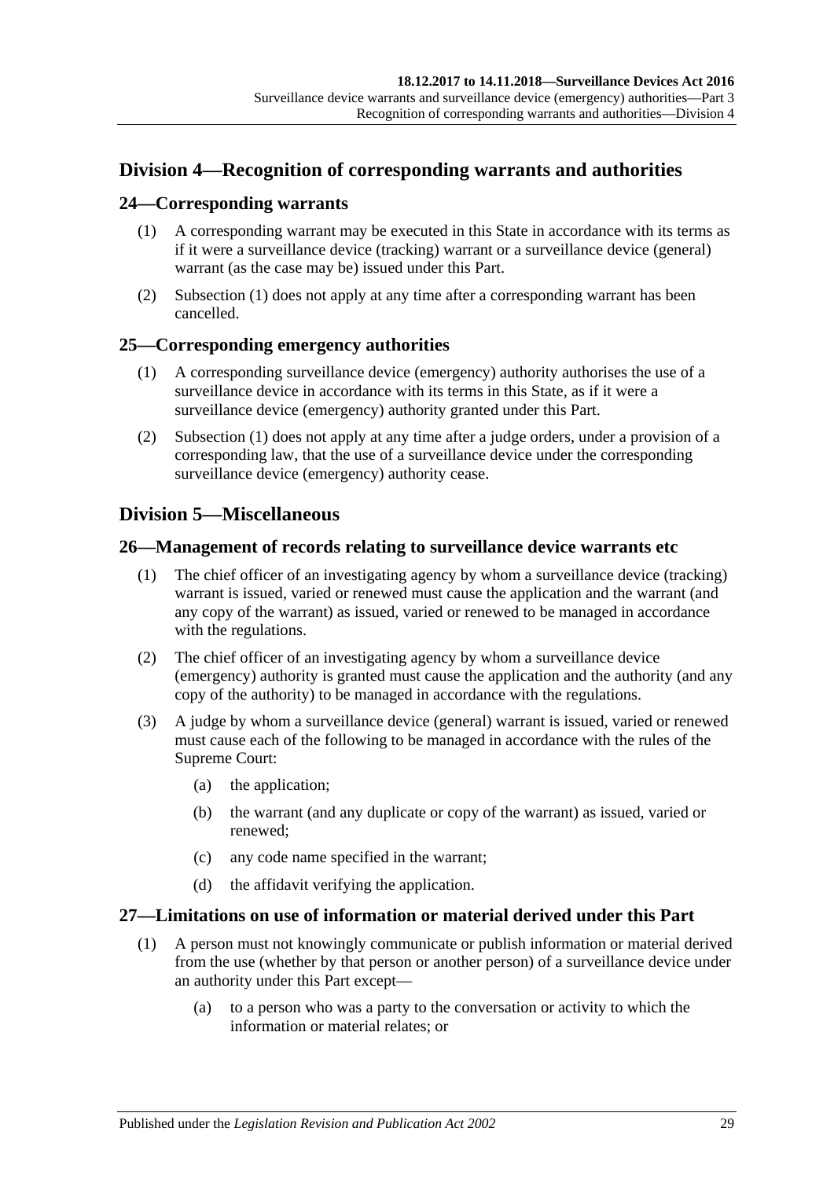## Division 4—Recognition of corresponding warrants and authorities

### 24—Corresponding warrants

(1) A corresponding warrant may be executed in this State in accordance with its terms as if it were a surveillance device (tracking) warrant or a surveillance device (general) warrant (as the case may be) issued under this Part.

(2) Subsection (1) does not apply at any time after a corresponding warrant has been cancelled.

### 25—Corresponding emergency authorities

(1) A corresponding surveillance device (emergency) authority authorises the use of a surveillance device in accordance with its terms in this State, as if it were a surveillance device (emergency) authority granted under this Part.

(2) Subsection (1) does not apply at any time after a judge orders, under a provision of a corresponding law, that the use of a surveillance device under the corresponding surveillance device (emergency) authority cease.

## Division 5—Miscellaneous

### 26—Management of records relating to surveillance device warrants etc

(1) The chief officer of an investigating agency by whom a surveillance device (tracking) warrant is issued, varied or renewed must cause the application and the warrant (and any copy of the warrant) as issued, varied or renewed to be managed in accordance with the regulations.

(2) The chief officer of an investigating agency by whom a surveillance device (emergency) authority is granted must cause the application and the authority (and any copy of the authority) to be managed in accordance with the regulations.

(3) A judge by whom a surveillance device (general) warrant is issued, varied or renewed must cause each of the following to be managed in accordance with the rules of the Supreme Court:

(a) the application;

(b) the warrant (and any duplicate or copy of the warrant) as issued, varied or renewed;

(c) any code name specified in the warrant;

(d) the affidavit verifying the application.

### 27—Limitations on use of information or material derived under this Part

(1) A person must not knowingly communicate or publish information or material derived from the use (whether by that person or another person) of a surveillance device under an authority under this Part except—

(a) to a person who was a party to the conversation or activity to which the information or material relates; or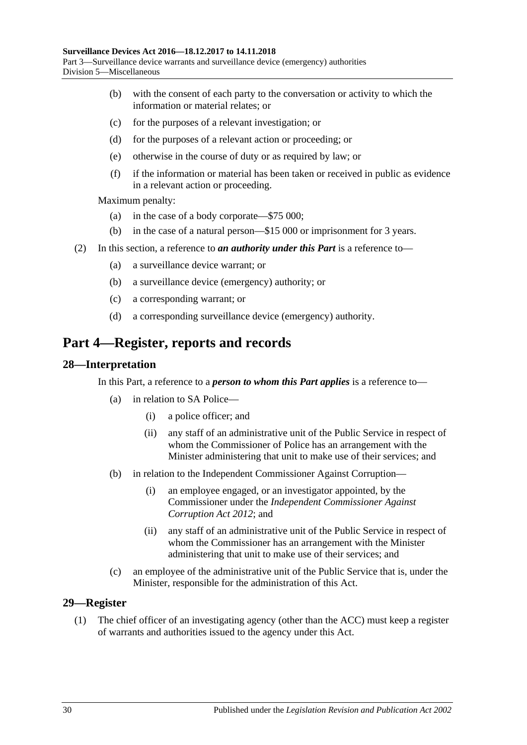(b) with the consent of each party to the conversation or activity to which the information or material relates; or

(c) for the purposes of a relevant investigation; or

(d) for the purposes of a relevant action or proceeding; or

(e) otherwise in the course of duty or as required by law; or

(f) if the information or material has been taken or received in public as evidence in a relevant action or proceeding.

Maximum penalty:

(a) in the case of a body corporate—$75 000;

(b) in the case of a natural person—$15 000 or imprisonment for 3 years.

(2) In this section, a reference to ***an authority under this Part*** is a reference to—

(a) a surveillance device warrant; or

(b) a surveillance device (emergency) authority; or

(c) a corresponding warrant; or

(d) a corresponding surveillance device (emergency) authority.

# Part 4—Register, reports and records

## 28—Interpretation

In this Part, a reference to a ***person to whom this Part applies*** is a reference to—

(a) in relation to SA Police—

(i) a police officer; and

(ii) any staff of an administrative unit of the Public Service in respect of whom the Commissioner of Police has an arrangement with the Minister administering that unit to make use of their services; and

(b) in relation to the Independent Commissioner Against Corruption—

(i) an employee engaged, or an investigator appointed, by the Commissioner under the *Independent Commissioner Against Corruption Act 2012*; and

(ii) any staff of an administrative unit of the Public Service in respect of whom the Commissioner has an arrangement with the Minister administering that unit to make use of their services; and

(c) an employee of the administrative unit of the Public Service that is, under the Minister, responsible for the administration of this Act.

## 29—Register

(1) The chief officer of an investigating agency (other than the ACC) must keep a register of warrants and authorities issued to the agency under this Act.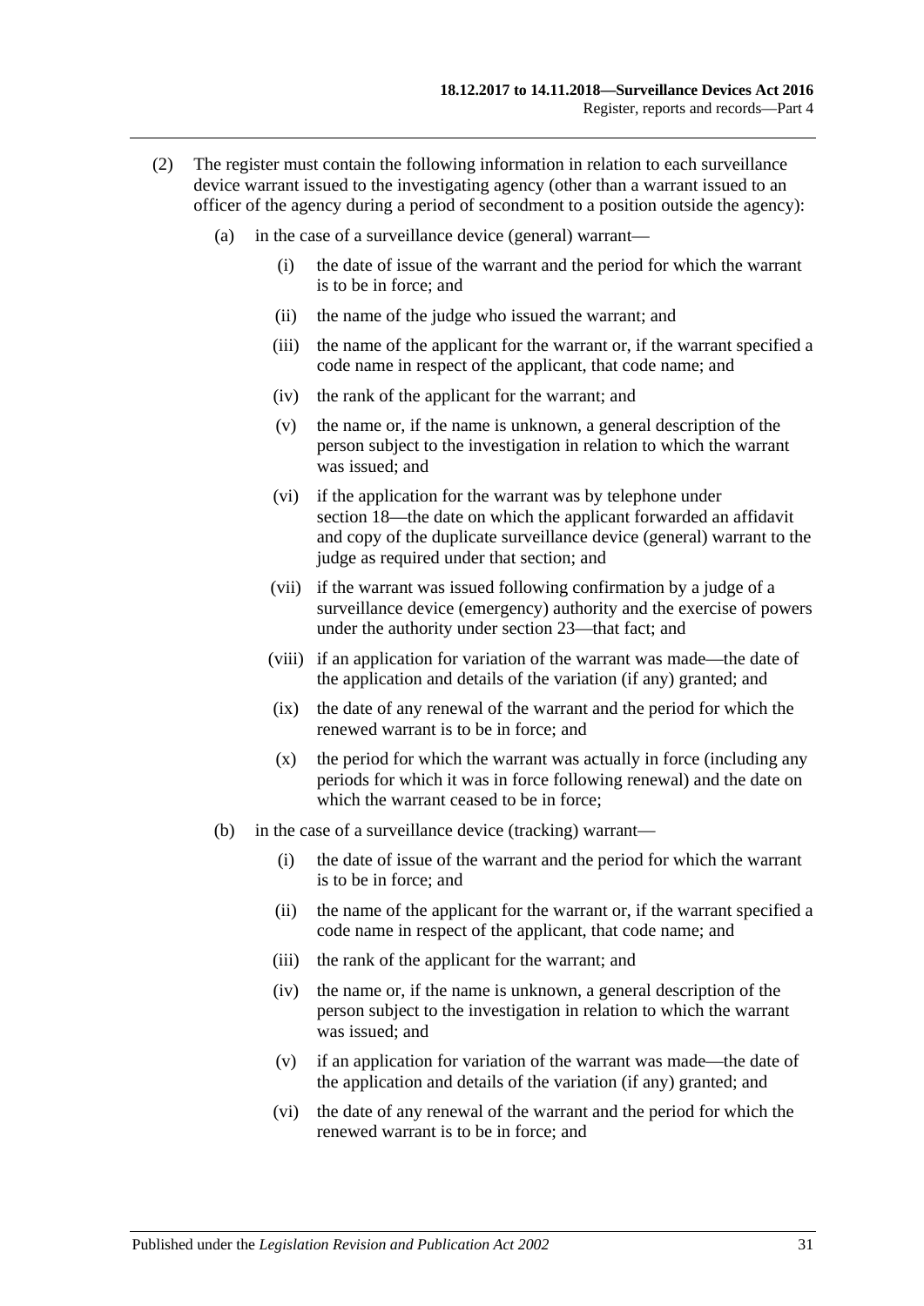(2) The register must contain the following information in relation to each surveillance device warrant issued to the investigating agency (other than a warrant issued to an officer of the agency during a period of secondment to a position outside the agency):

- (a) in the case of a surveillance device (general) warrant—
  - (i) the date of issue of the warrant and the period for which the warrant is to be in force; and
  - (ii) the name of the judge who issued the warrant; and
  - (iii) the name of the applicant for the warrant or, if the warrant specified a code name in respect of the applicant, that code name; and
  - (iv) the rank of the applicant for the warrant; and
  - (v) the name or, if the name is unknown, a general description of the person subject to the investigation in relation to which the warrant was issued; and
  - (vi) if the application for the warrant was by telephone under section 18—the date on which the applicant forwarded an affidavit and copy of the duplicate surveillance device (general) warrant to the judge as required under that section; and
  - (vii) if the warrant was issued following confirmation by a judge of a surveillance device (emergency) authority and the exercise of powers under the authority under section 23—that fact; and
  - (viii) if an application for variation of the warrant was made—the date of the application and details of the variation (if any) granted; and
  - (ix) the date of any renewal of the warrant and the period for which the renewed warrant is to be in force; and
  - (x) the period for which the warrant was actually in force (including any periods for which it was in force following renewal) and the date on which the warrant ceased to be in force;
- (b) in the case of a surveillance device (tracking) warrant—
  - (i) the date of issue of the warrant and the period for which the warrant is to be in force; and
  - (ii) the name of the applicant for the warrant or, if the warrant specified a code name in respect of the applicant, that code name; and
  - (iii) the rank of the applicant for the warrant; and
  - (iv) the name or, if the name is unknown, a general description of the person subject to the investigation in relation to which the warrant was issued; and
  - (v) if an application for variation of the warrant was made—the date of the application and details of the variation (if any) granted; and
  - (vi) the date of any renewal of the warrant and the period for which the renewed warrant is to be in force; and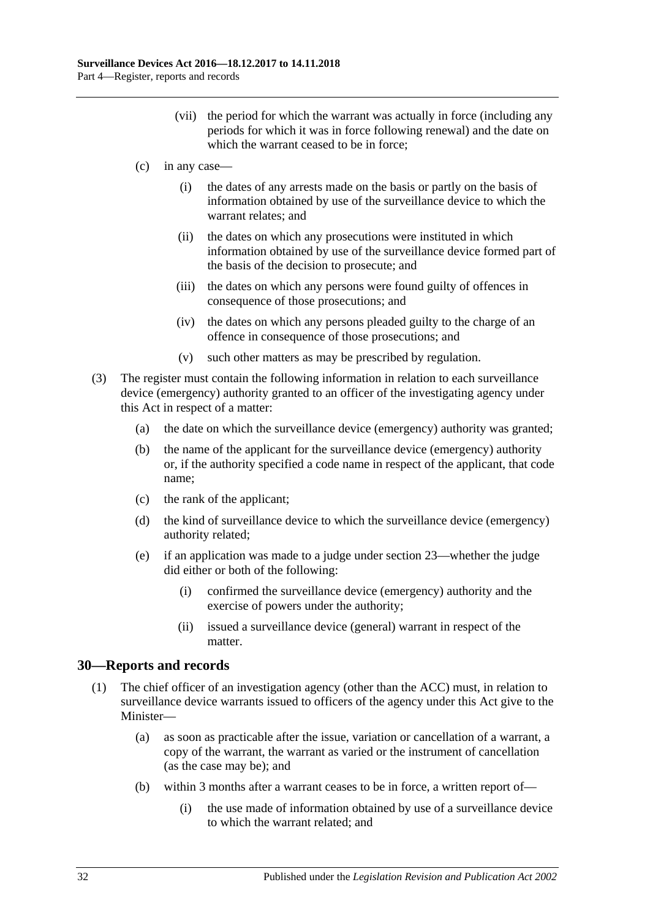(vii) the period for which the warrant was actually in force (including any periods for which it was in force following renewal) and the date on which the warrant ceased to be in force;

(c) in any case—

(i) the dates of any arrests made on the basis or partly on the basis of information obtained by use of the surveillance device to which the warrant relates; and

(ii) the dates on which any prosecutions were instituted in which information obtained by use of the surveillance device formed part of the basis of the decision to prosecute; and

(iii) the dates on which any persons were found guilty of offences in consequence of those prosecutions; and

(iv) the dates on which any persons pleaded guilty to the charge of an offence in consequence of those prosecutions; and

(v) such other matters as may be prescribed by regulation.

(3) The register must contain the following information in relation to each surveillance device (emergency) authority granted to an officer of the investigating agency under this Act in respect of a matter:

(a) the date on which the surveillance device (emergency) authority was granted;

(b) the name of the applicant for the surveillance device (emergency) authority or, if the authority specified a code name in respect of the applicant, that code name;

(c) the rank of the applicant;

(d) the kind of surveillance device to which the surveillance device (emergency) authority related;

(e) if an application was made to a judge under section 23—whether the judge did either or both of the following:

(i) confirmed the surveillance device (emergency) authority and the exercise of powers under the authority;

(ii) issued a surveillance device (general) warrant in respect of the matter.

## 30—Reports and records

(1) The chief officer of an investigation agency (other than the ACC) must, in relation to surveillance device warrants issued to officers of the agency under this Act give to the Minister—

(a) as soon as practicable after the issue, variation or cancellation of a warrant, a copy of the warrant, the warrant as varied or the instrument of cancellation (as the case may be); and

(b) within 3 months after a warrant ceases to be in force, a written report of—

(i) the use made of information obtained by use of a surveillance device to which the warrant related; and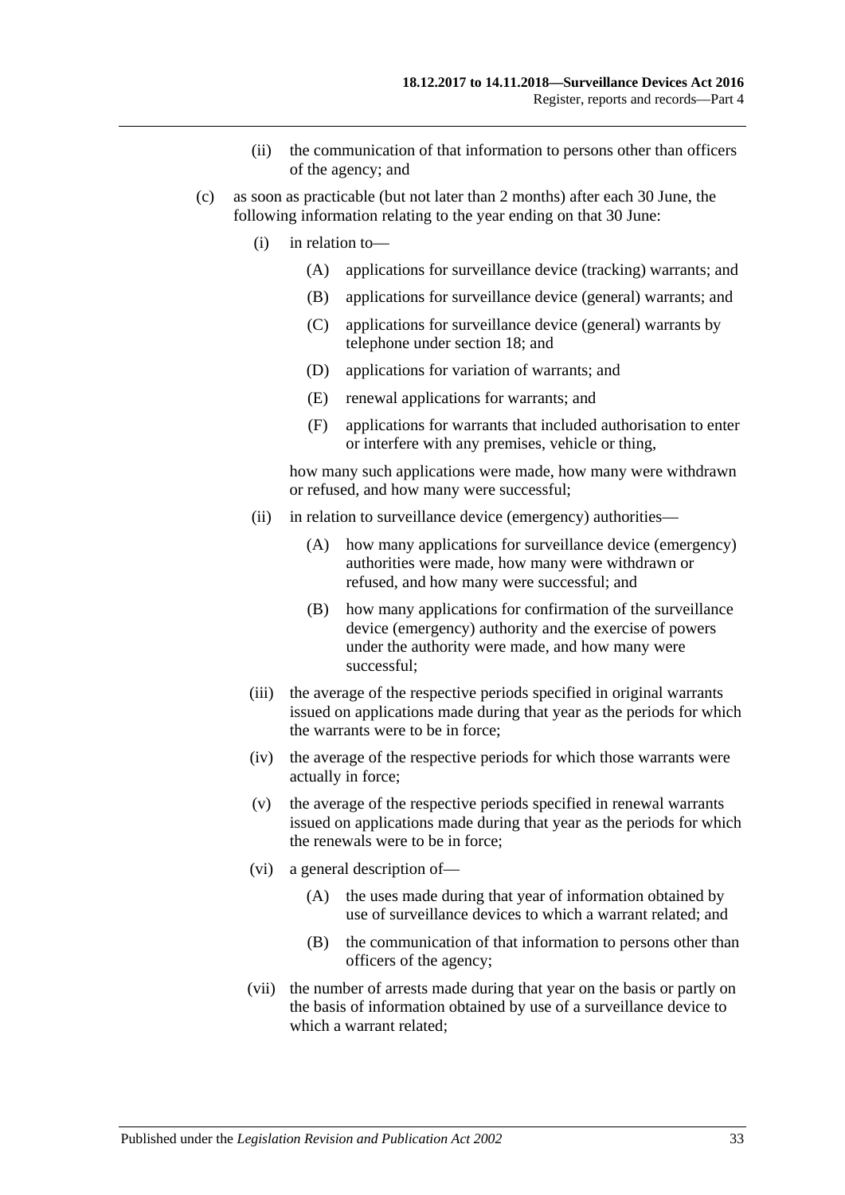(ii) the communication of that information to persons other than officers of the agency; and

(c) as soon as practicable (but not later than 2 months) after each 30 June, the following information relating to the year ending on that 30 June:

(i) in relation to—

(A) applications for surveillance device (tracking) warrants; and

(B) applications for surveillance device (general) warrants; and

(C) applications for surveillance device (general) warrants by telephone under section 18; and

(D) applications for variation of warrants; and

(E) renewal applications for warrants; and

(F) applications for warrants that included authorisation to enter or interfere with any premises, vehicle or thing,

how many such applications were made, how many were withdrawn or refused, and how many were successful;

(ii) in relation to surveillance device (emergency) authorities—

(A) how many applications for surveillance device (emergency) authorities were made, how many were withdrawn or refused, and how many were successful; and

(B) how many applications for confirmation of the surveillance device (emergency) authority and the exercise of powers under the authority were made, and how many were successful;

(iii) the average of the respective periods specified in original warrants issued on applications made during that year as the periods for which the warrants were to be in force;

(iv) the average of the respective periods for which those warrants were actually in force;

(v) the average of the respective periods specified in renewal warrants issued on applications made during that year as the periods for which the renewals were to be in force;

(vi) a general description of—

(A) the uses made during that year of information obtained by use of surveillance devices to which a warrant related; and

(B) the communication of that information to persons other than officers of the agency;

(vii) the number of arrests made during that year on the basis or partly on the basis of information obtained by use of a surveillance device to which a warrant related;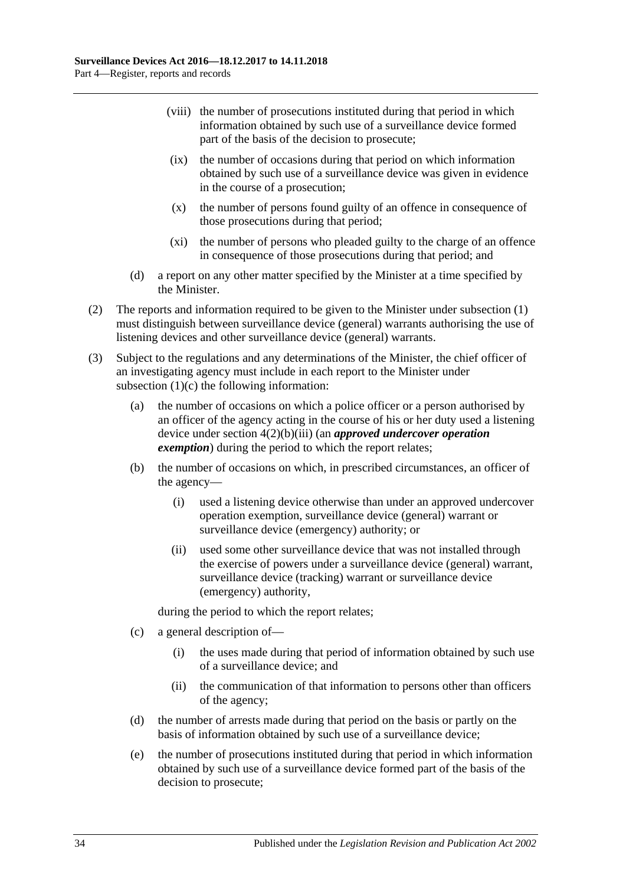(viii) the number of prosecutions instituted during that period in which information obtained by such use of a surveillance device formed part of the basis of the decision to prosecute;

(ix) the number of occasions during that period on which information obtained by such use of a surveillance device was given in evidence in the course of a prosecution;

(x) the number of persons found guilty of an offence in consequence of those prosecutions during that period;

(xi) the number of persons who pleaded guilty to the charge of an offence in consequence of those prosecutions during that period; and

(d) a report on any other matter specified by the Minister at a time specified by the Minister.

(2) The reports and information required to be given to the Minister under subsection (1) must distinguish between surveillance device (general) warrants authorising the use of listening devices and other surveillance device (general) warrants.

(3) Subject to the regulations and any determinations of the Minister, the chief officer of an investigating agency must include in each report to the Minister under subsection (1)(c) the following information:

(a) the number of occasions on which a police officer or a person authorised by an officer of the agency acting in the course of his or her duty used a listening device under section 4(2)(b)(iii) (an ***approved undercover operation exemption***) during the period to which the report relates;

(b) the number of occasions on which, in prescribed circumstances, an officer of the agency—

(i) used a listening device otherwise than under an approved undercover operation exemption, surveillance device (general) warrant or surveillance device (emergency) authority; or

(ii) used some other surveillance device that was not installed through the exercise of powers under a surveillance device (general) warrant, surveillance device (tracking) warrant or surveillance device (emergency) authority,

during the period to which the report relates;

(c) a general description of—

(i) the uses made during that period of information obtained by such use of a surveillance device; and

(ii) the communication of that information to persons other than officers of the agency;

(d) the number of arrests made during that period on the basis or partly on the basis of information obtained by such use of a surveillance device;

(e) the number of prosecutions instituted during that period in which information obtained by such use of a surveillance device formed part of the basis of the decision to prosecute;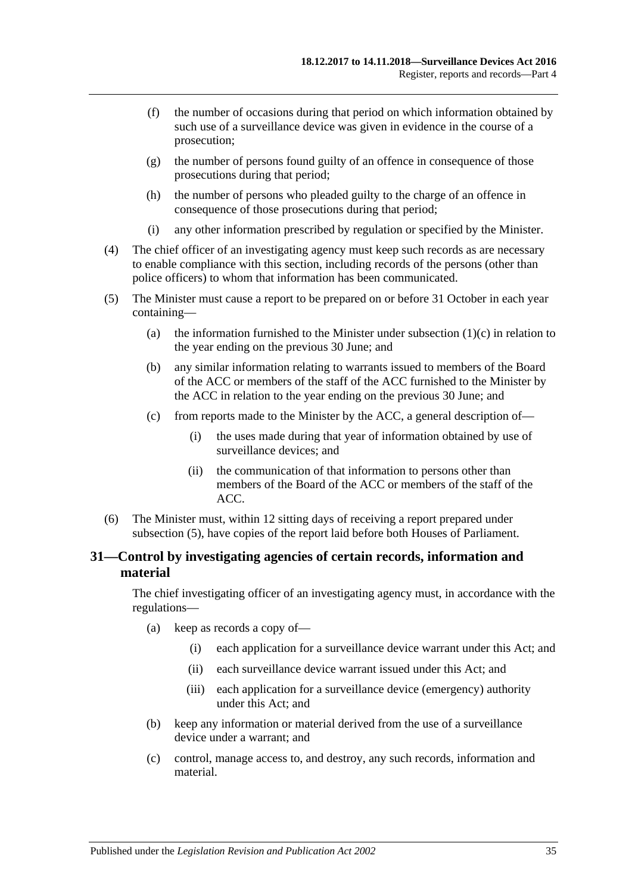(f) the number of occasions during that period on which information obtained by such use of a surveillance device was given in evidence in the course of a prosecution;

(g) the number of persons found guilty of an offence in consequence of those prosecutions during that period;

(h) the number of persons who pleaded guilty to the charge of an offence in consequence of those prosecutions during that period;

(i) any other information prescribed by regulation or specified by the Minister.

(4) The chief officer of an investigating agency must keep such records as are necessary to enable compliance with this section, including records of the persons (other than police officers) to whom that information has been communicated.

(5) The Minister must cause a report to be prepared on or before 31 October in each year containing—

(a) the information furnished to the Minister under subsection (1)(c) in relation to the year ending on the previous 30 June; and

(b) any similar information relating to warrants issued to members of the Board of the ACC or members of the staff of the ACC furnished to the Minister by the ACC in relation to the year ending on the previous 30 June; and

(c) from reports made to the Minister by the ACC, a general description of—

(i) the uses made during that year of information obtained by use of surveillance devices; and

(ii) the communication of that information to persons other than members of the Board of the ACC or members of the staff of the ACC.

(6) The Minister must, within 12 sitting days of receiving a report prepared under subsection (5), have copies of the report laid before both Houses of Parliament.

## 31—Control by investigating agencies of certain records, information and material

The chief investigating officer of an investigating agency must, in accordance with the regulations—

(a) keep as records a copy of—

(i) each application for a surveillance device warrant under this Act; and

(ii) each surveillance device warrant issued under this Act; and

(iii) each application for a surveillance device (emergency) authority under this Act; and

(b) keep any information or material derived from the use of a surveillance device under a warrant; and

(c) control, manage access to, and destroy, any such records, information and material.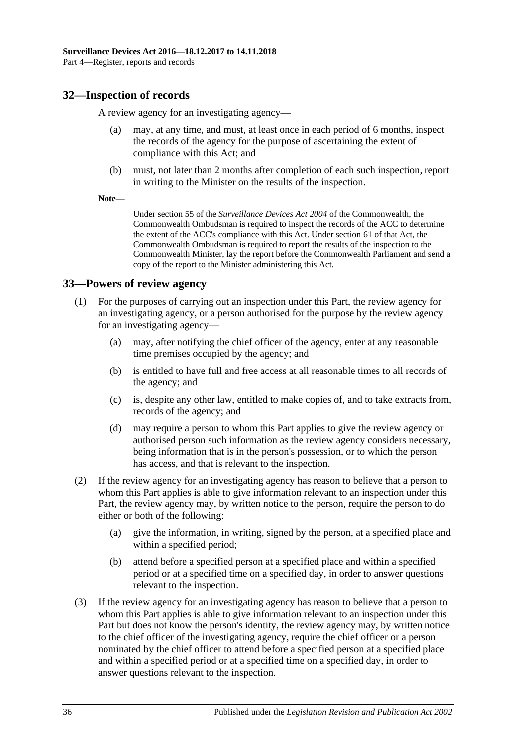## 32—Inspection of records

A review agency for an investigating agency—

(a) may, at any time, and must, at least once in each period of 6 months, inspect the records of the agency for the purpose of ascertaining the extent of compliance with this Act; and

(b) must, not later than 2 months after completion of each such inspection, report in writing to the Minister on the results of the inspection.

**Note—**

Under section 55 of the *Surveillance Devices Act 2004* of the Commonwealth, the Commonwealth Ombudsman is required to inspect the records of the ACC to determine the extent of the ACC's compliance with this Act. Under section 61 of that Act, the Commonwealth Ombudsman is required to report the results of the inspection to the Commonwealth Minister, lay the report before the Commonwealth Parliament and send a copy of the report to the Minister administering this Act.

## 33—Powers of review agency

(1) For the purposes of carrying out an inspection under this Part, the review agency for an investigating agency, or a person authorised for the purpose by the review agency for an investigating agency—

(a) may, after notifying the chief officer of the agency, enter at any reasonable time premises occupied by the agency; and

(b) is entitled to have full and free access at all reasonable times to all records of the agency; and

(c) is, despite any other law, entitled to make copies of, and to take extracts from, records of the agency; and

(d) may require a person to whom this Part applies to give the review agency or authorised person such information as the review agency considers necessary, being information that is in the person's possession, or to which the person has access, and that is relevant to the inspection.

(2) If the review agency for an investigating agency has reason to believe that a person to whom this Part applies is able to give information relevant to an inspection under this Part, the review agency may, by written notice to the person, require the person to do either or both of the following:

(a) give the information, in writing, signed by the person, at a specified place and within a specified period;

(b) attend before a specified person at a specified place and within a specified period or at a specified time on a specified day, in order to answer questions relevant to the inspection.

(3) If the review agency for an investigating agency has reason to believe that a person to whom this Part applies is able to give information relevant to an inspection under this Part but does not know the person's identity, the review agency may, by written notice to the chief officer of the investigating agency, require the chief officer or a person nominated by the chief officer to attend before a specified person at a specified place and within a specified period or at a specified time on a specified day, in order to answer questions relevant to the inspection.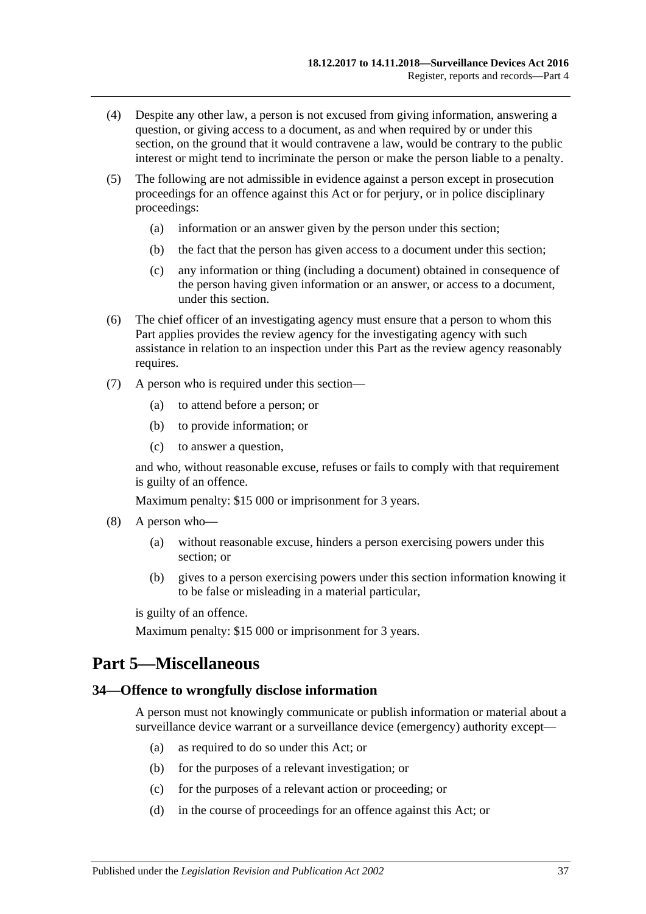(4) Despite any other law, a person is not excused from giving information, answering a question, or giving access to a document, as and when required by or under this section, on the ground that it would contravene a law, would be contrary to the public interest or might tend to incriminate the person or make the person liable to a penalty.

(5) The following are not admissible in evidence against a person except in prosecution proceedings for an offence against this Act or for perjury, or in police disciplinary proceedings:

- (a) information or an answer given by the person under this section;
- (b) the fact that the person has given access to a document under this section;
- (c) any information or thing (including a document) obtained in consequence of the person having given information or an answer, or access to a document, under this section.

(6) The chief officer of an investigating agency must ensure that a person to whom this Part applies provides the review agency for the investigating agency with such assistance in relation to an inspection under this Part as the review agency reasonably requires.

(7) A person who is required under this section—

- (a) to attend before a person; or
- (b) to provide information; or
- (c) to answer a question,

and who, without reasonable excuse, refuses or fails to comply with that requirement is guilty of an offence.

Maximum penalty: $15 000 or imprisonment for 3 years.

(8) A person who—

- (a) without reasonable excuse, hinders a person exercising powers under this section; or
- (b) gives to a person exercising powers under this section information knowing it to be false or misleading in a material particular,

is guilty of an offence.

Maximum penalty: $15 000 or imprisonment for 3 years.

# Part 5—Miscellaneous

## 34—Offence to wrongfully disclose information

A person must not knowingly communicate or publish information or material about a surveillance device warrant or a surveillance device (emergency) authority except—

- (a) as required to do so under this Act; or
- (b) for the purposes of a relevant investigation; or
- (c) for the purposes of a relevant action or proceeding; or
- (d) in the course of proceedings for an offence against this Act; or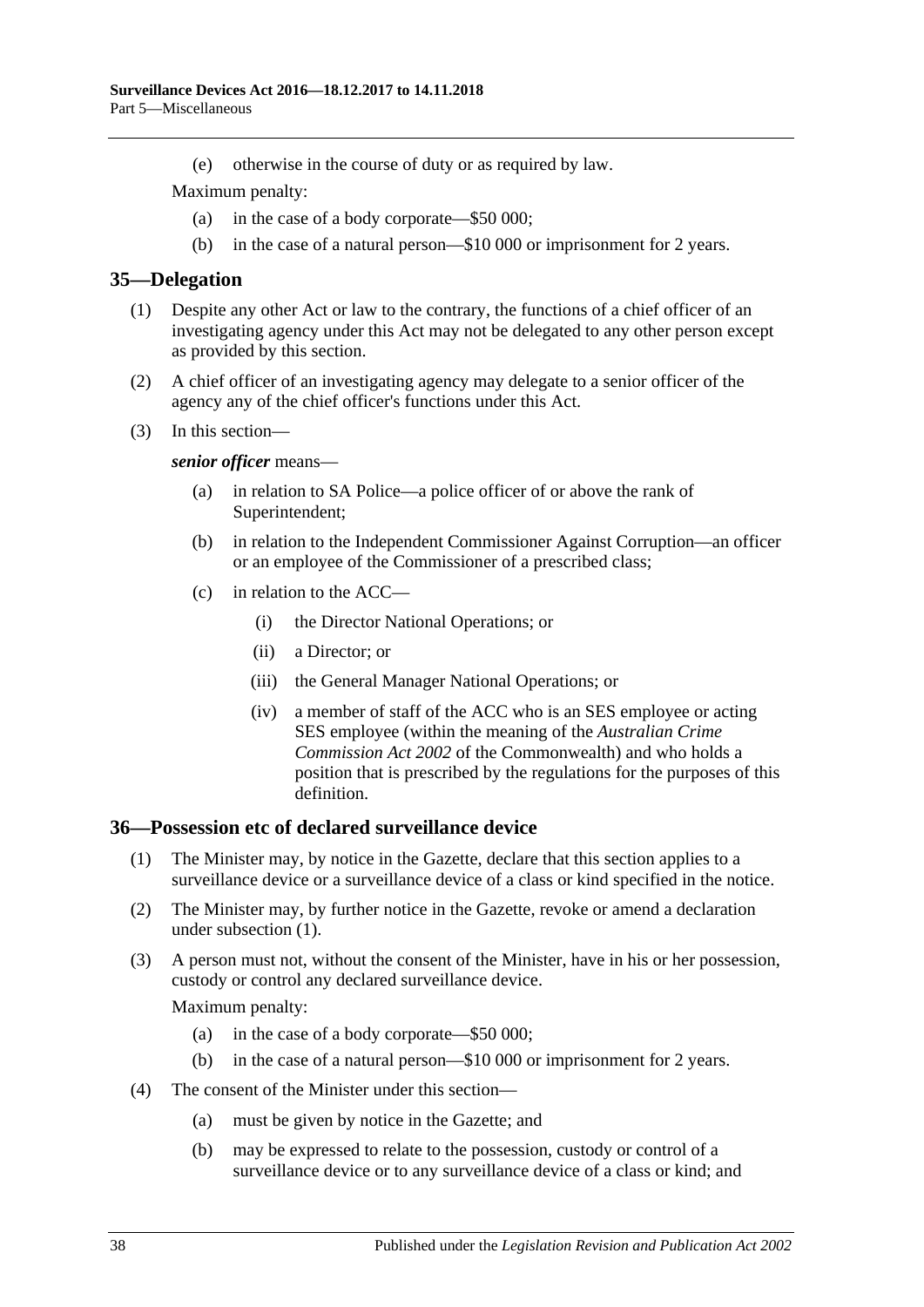(e) otherwise in the course of duty or as required by law.

Maximum penalty:

(a) in the case of a body corporate—$50 000;

(b) in the case of a natural person—$10 000 or imprisonment for 2 years.

## 35—Delegation

(1) Despite any other Act or law to the contrary, the functions of a chief officer of an investigating agency under this Act may not be delegated to any other person except as provided by this section.

(2) A chief officer of an investigating agency may delegate to a senior officer of the agency any of the chief officer's functions under this Act.

(3) In this section—

***senior officer*** means—

(a) in relation to SA Police—a police officer of or above the rank of Superintendent;

(b) in relation to the Independent Commissioner Against Corruption—an officer or an employee of the Commissioner of a prescribed class;

(c) in relation to the ACC—

(i) the Director National Operations; or

(ii) a Director; or

(iii) the General Manager National Operations; or

(iv) a member of staff of the ACC who is an SES employee or acting SES employee (within the meaning of the *Australian Crime Commission Act 2002* of the Commonwealth) and who holds a position that is prescribed by the regulations for the purposes of this definition.

## 36—Possession etc of declared surveillance device

(1) The Minister may, by notice in the Gazette, declare that this section applies to a surveillance device or a surveillance device of a class or kind specified in the notice.

(2) The Minister may, by further notice in the Gazette, revoke or amend a declaration under subsection (1).

(3) A person must not, without the consent of the Minister, have in his or her possession, custody or control any declared surveillance device.

Maximum penalty:

(a) in the case of a body corporate—$50 000;

(b) in the case of a natural person—$10 000 or imprisonment for 2 years.

(4) The consent of the Minister under this section—

(a) must be given by notice in the Gazette; and

(b) may be expressed to relate to the possession, custody or control of a surveillance device or to any surveillance device of a class or kind; and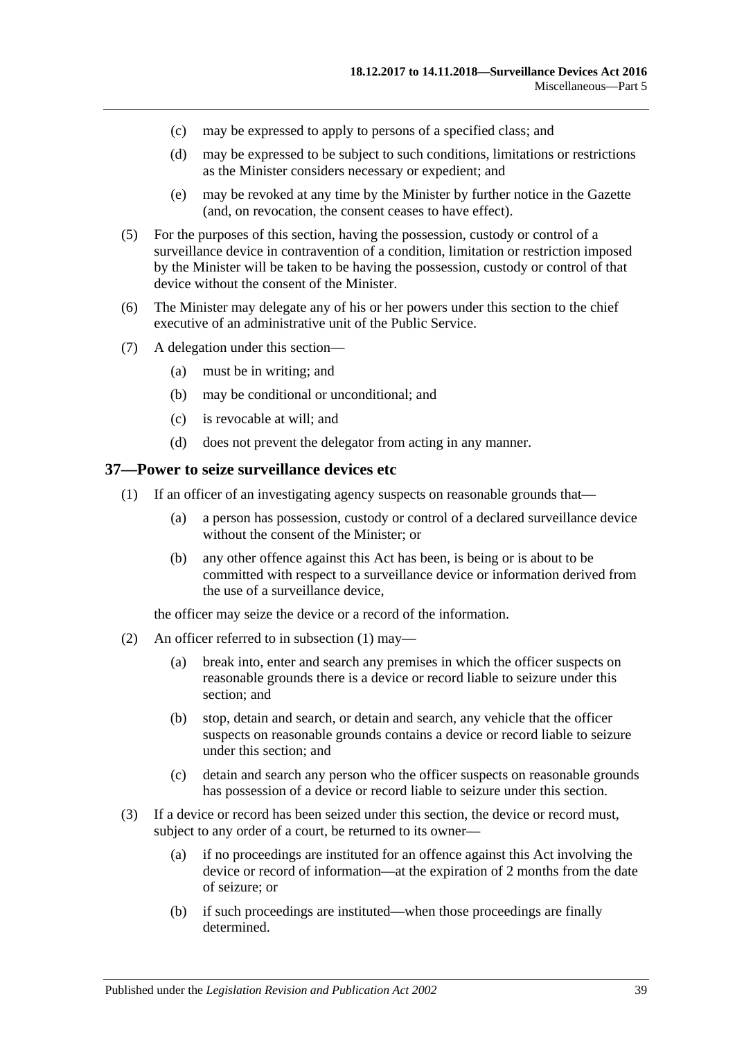(c) may be expressed to apply to persons of a specified class; and

(d) may be expressed to be subject to such conditions, limitations or restrictions as the Minister considers necessary or expedient; and

(e) may be revoked at any time by the Minister by further notice in the Gazette (and, on revocation, the consent ceases to have effect).

(5) For the purposes of this section, having the possession, custody or control of a surveillance device in contravention of a condition, limitation or restriction imposed by the Minister will be taken to be having the possession, custody or control of that device without the consent of the Minister.

(6) The Minister may delegate any of his or her powers under this section to the chief executive of an administrative unit of the Public Service.

(7) A delegation under this section—

(a) must be in writing; and

(b) may be conditional or unconditional; and

(c) is revocable at will; and

(d) does not prevent the delegator from acting in any manner.

## 37—Power to seize surveillance devices etc

(1) If an officer of an investigating agency suspects on reasonable grounds that—

(a) a person has possession, custody or control of a declared surveillance device without the consent of the Minister; or

(b) any other offence against this Act has been, is being or is about to be committed with respect to a surveillance device or information derived from the use of a surveillance device,

the officer may seize the device or a record of the information.

(2) An officer referred to in subsection (1) may—

(a) break into, enter and search any premises in which the officer suspects on reasonable grounds there is a device or record liable to seizure under this section; and

(b) stop, detain and search, or detain and search, any vehicle that the officer suspects on reasonable grounds contains a device or record liable to seizure under this section; and

(c) detain and search any person who the officer suspects on reasonable grounds has possession of a device or record liable to seizure under this section.

(3) If a device or record has been seized under this section, the device or record must, subject to any order of a court, be returned to its owner—

(a) if no proceedings are instituted for an offence against this Act involving the device or record of information—at the expiration of 2 months from the date of seizure; or

(b) if such proceedings are instituted—when those proceedings are finally determined.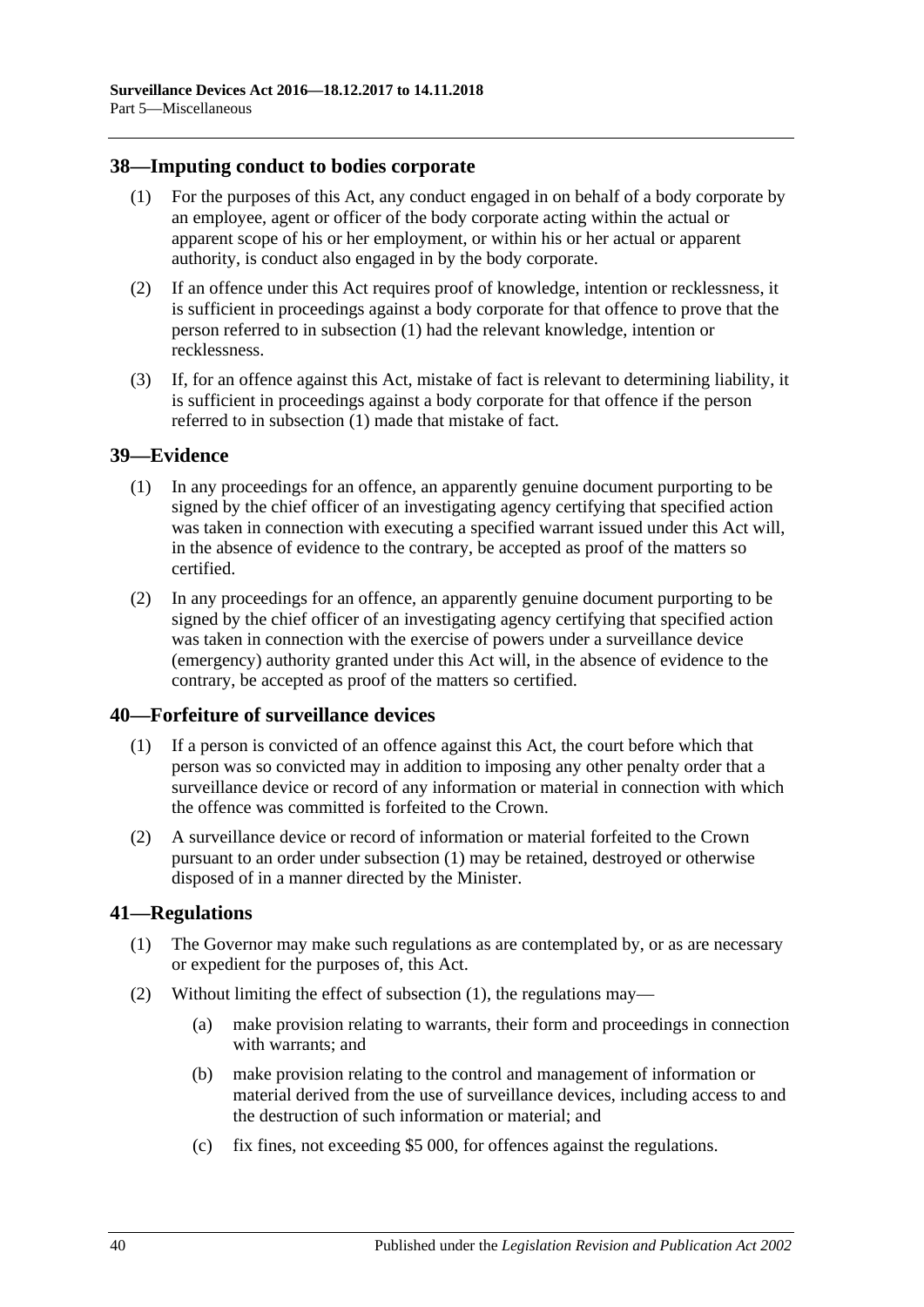## 38—Imputing conduct to bodies corporate

(1) For the purposes of this Act, any conduct engaged in on behalf of a body corporate by an employee, agent or officer of the body corporate acting within the actual or apparent scope of his or her employment, or within his or her actual or apparent authority, is conduct also engaged in by the body corporate.

(2) If an offence under this Act requires proof of knowledge, intention or recklessness, it is sufficient in proceedings against a body corporate for that offence to prove that the person referred to in subsection (1) had the relevant knowledge, intention or recklessness.

(3) If, for an offence against this Act, mistake of fact is relevant to determining liability, it is sufficient in proceedings against a body corporate for that offence if the person referred to in subsection (1) made that mistake of fact.

## 39—Evidence

(1) In any proceedings for an offence, an apparently genuine document purporting to be signed by the chief officer of an investigating agency certifying that specified action was taken in connection with executing a specified warrant issued under this Act will, in the absence of evidence to the contrary, be accepted as proof of the matters so certified.

(2) In any proceedings for an offence, an apparently genuine document purporting to be signed by the chief officer of an investigating agency certifying that specified action was taken in connection with the exercise of powers under a surveillance device (emergency) authority granted under this Act will, in the absence of evidence to the contrary, be accepted as proof of the matters so certified.

## 40—Forfeiture of surveillance devices

(1) If a person is convicted of an offence against this Act, the court before which that person was so convicted may in addition to imposing any other penalty order that a surveillance device or record of any information or material in connection with which the offence was committed is forfeited to the Crown.

(2) A surveillance device or record of information or material forfeited to the Crown pursuant to an order under subsection (1) may be retained, destroyed or otherwise disposed of in a manner directed by the Minister.

## 41—Regulations

(1) The Governor may make such regulations as are contemplated by, or as are necessary or expedient for the purposes of, this Act.

(2) Without limiting the effect of subsection (1), the regulations may—

(a) make provision relating to warrants, their form and proceedings in connection with warrants; and

(b) make provision relating to the control and management of information or material derived from the use of surveillance devices, including access to and the destruction of such information or material; and

(c) fix fines, not exceeding $5 000, for offences against the regulations.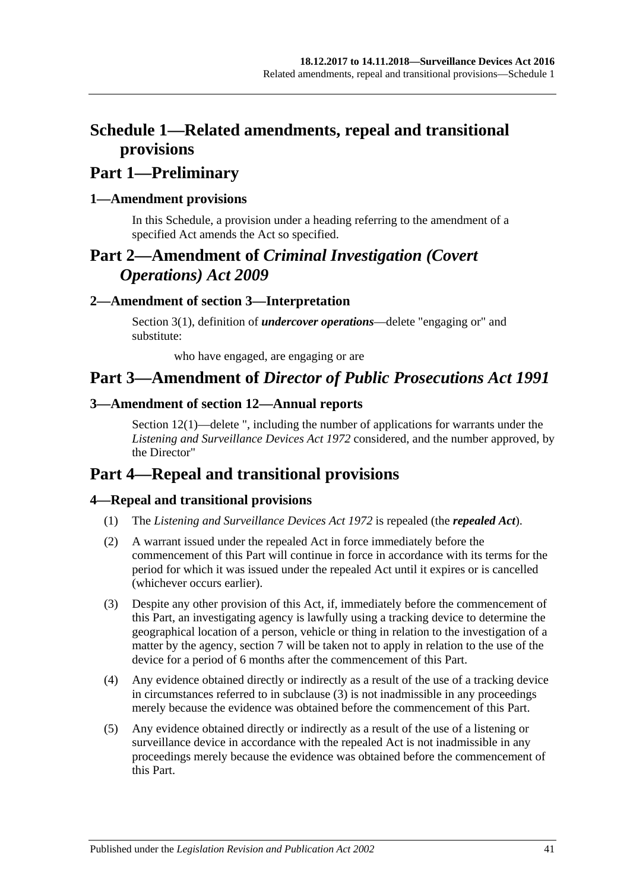# Schedule 1—Related amendments, repeal and transitional provisions

## Part 1—Preliminary

### 1—Amendment provisions

In this Schedule, a provision under a heading referring to the amendment of a specified Act amends the Act so specified.

## Part 2—Amendment of *Criminal Investigation (Covert Operations) Act 2009*

### 2—Amendment of section 3—Interpretation

Section 3(1), definition of ***undercover operations***—delete "engaging or" and substitute:

who have engaged, are engaging or are

## Part 3—Amendment of *Director of Public Prosecutions Act 1991*

### 3—Amendment of section 12—Annual reports

Section 12(1)—delete ", including the number of applications for warrants under the *Listening and Surveillance Devices Act 1972* considered, and the number approved, by the Director"

## Part 4—Repeal and transitional provisions

### 4—Repeal and transitional provisions

(1) The *Listening and Surveillance Devices Act 1972* is repealed (the ***repealed Act***).

(2) A warrant issued under the repealed Act in force immediately before the commencement of this Part will continue in force in accordance with its terms for the period for which it was issued under the repealed Act until it expires or is cancelled (whichever occurs earlier).

(3) Despite any other provision of this Act, if, immediately before the commencement of this Part, an investigating agency is lawfully using a tracking device to determine the geographical location of a person, vehicle or thing in relation to the investigation of a matter by the agency, section 7 will be taken not to apply in relation to the use of the device for a period of 6 months after the commencement of this Part.

(4) Any evidence obtained directly or indirectly as a result of the use of a tracking device in circumstances referred to in subclause (3) is not inadmissible in any proceedings merely because the evidence was obtained before the commencement of this Part.

(5) Any evidence obtained directly or indirectly as a result of the use of a listening or surveillance device in accordance with the repealed Act is not inadmissible in any proceedings merely because the evidence was obtained before the commencement of this Part.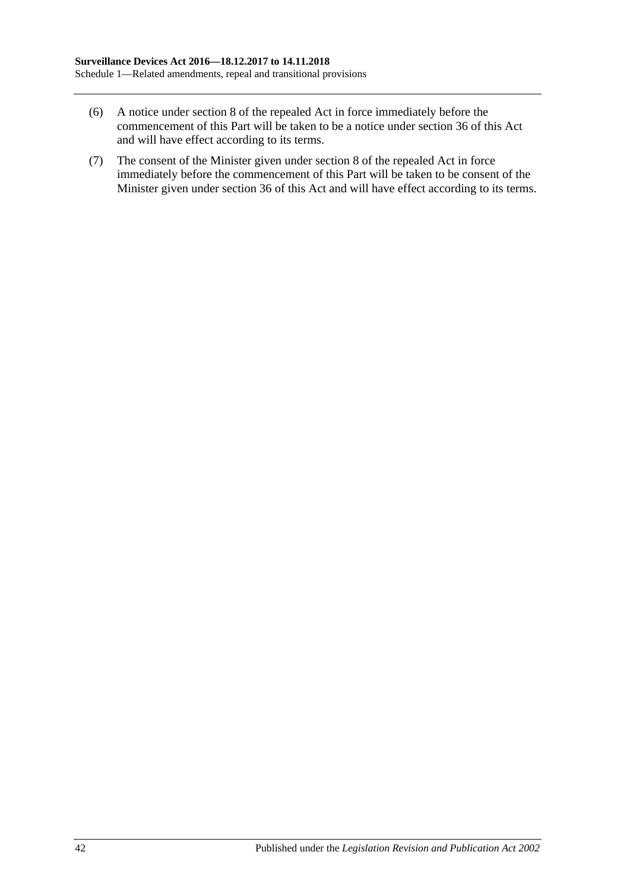(6) A notice under section 8 of the repealed Act in force immediately before the commencement of this Part will be taken to be a notice under section 36 of this Act and will have effect according to its terms.

(7) The consent of the Minister given under section 8 of the repealed Act in force immediately before the commencement of this Part will be taken to be consent of the Minister given under section 36 of this Act and will have effect according to its terms.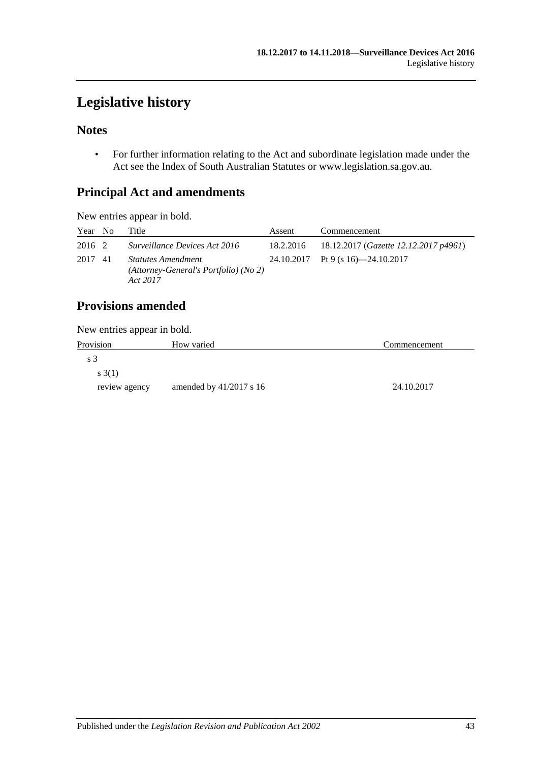# Legislative history

## Notes

- For further information relating to the Act and subordinate legislation made under the Act see the Index of South Australian Statutes or www.legislation.sa.gov.au.

## Principal Act and amendments

New entries appear in bold.

| Year | No | Title | Assent | Commencement |
|---|---|---|---|---|
| 2016 | 2 | *Surveillance Devices Act 2016* | 18.2.2016 | 18.12.2017 (*Gazette 12.12.2017 p4961*) |
| 2017 | 41 | *Statutes Amendment (Attorney-General's Portfolio) (No 2) Act 2017* | 24.10.2017 | Pt 9 (s 16)—24.10.2017 |

## Provisions amended

New entries appear in bold.

| Provision | How varied | Commencement |
|---|---|---|
| s 3 | | |
| s 3(1) | | |
| review agency | amended by 41/2017 s 16 | 24.10.2017 |